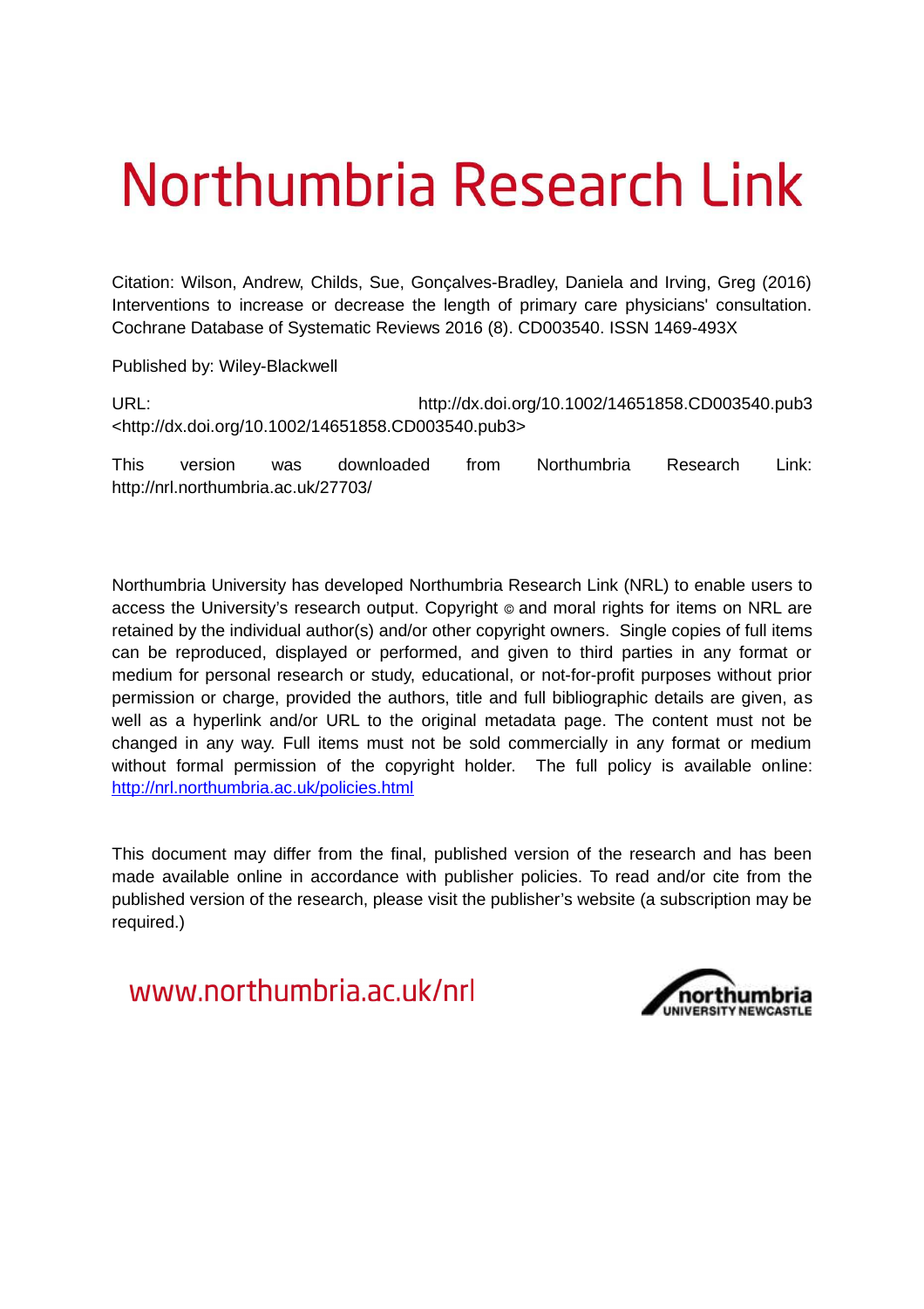# Northumbria Research Link

Citation: Wilson, Andrew, Childs, Sue, Gonçalves-Bradley, Daniela and Irving, Greg (2016) Interventions to increase or decrease the length of primary care physicians' consultation. Cochrane Database of Systematic Reviews 2016 (8). CD003540. ISSN 1469-493X

Published by: Wiley-Blackwell

URL: http://dx.doi.org/10.1002/14651858.CD003540.pub3 <http://dx.doi.org/10.1002/14651858.CD003540.pub3>

This version was downloaded from Northumbria Research Link: http://nrl.northumbria.ac.uk/27703/

Northumbria University has developed Northumbria Research Link (NRL) to enable users to access the University's research output. Copyright © and moral rights for items on NRL are retained by the individual author(s) and/or other copyright owners. Single copies of full items can be reproduced, displayed or performed, and given to third parties in any format or medium for personal research or study, educational, or not-for-profit purposes without prior permission or charge, provided the authors, title and full bibliographic details are given, as well as a hyperlink and/or URL to the original metadata page. The content must not be changed in any way. Full items must not be sold commercially in any format or medium without formal permission of the copyright holder. The full policy is available online: http://nrl.northumbria.ac.uk/policies.html

This document may differ from the final, published version of the research and has been made available online in accordance with publisher policies. To read and/or cite from the published version of the research, please visit the publisher's website (a subscription may be required.)

www.northumbria.ac.uk/nrl

northumbria
UNIVERSITY NEWCASTLE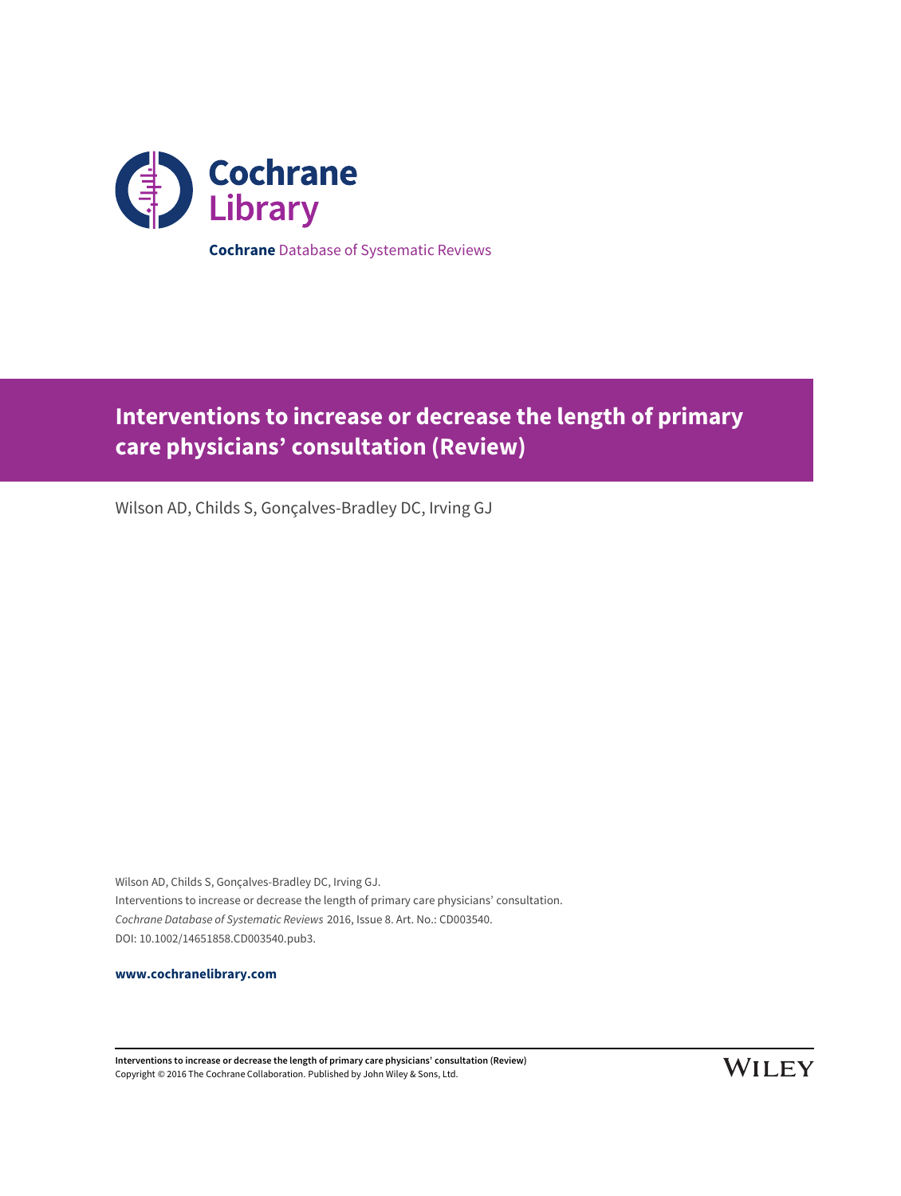Cochrane Library

**Cochrane** Database of Systematic Reviews

# Interventions to increase or decrease the length of primary care physicians' consultation (Review)

Wilson AD, Childs S, Gonçalves-Bradley DC, Irving GJ

Wilson AD, Childs S, Gonçalves-Bradley DC, Irving GJ.
Interventions to increase or decrease the length of primary care physicians' consultation.
*Cochrane Database of Systematic Reviews* 2016, Issue 8. Art. No.: CD003540.
DOI: 10.1002/14651858.CD003540.pub3.

**www.cochranelibrary.com**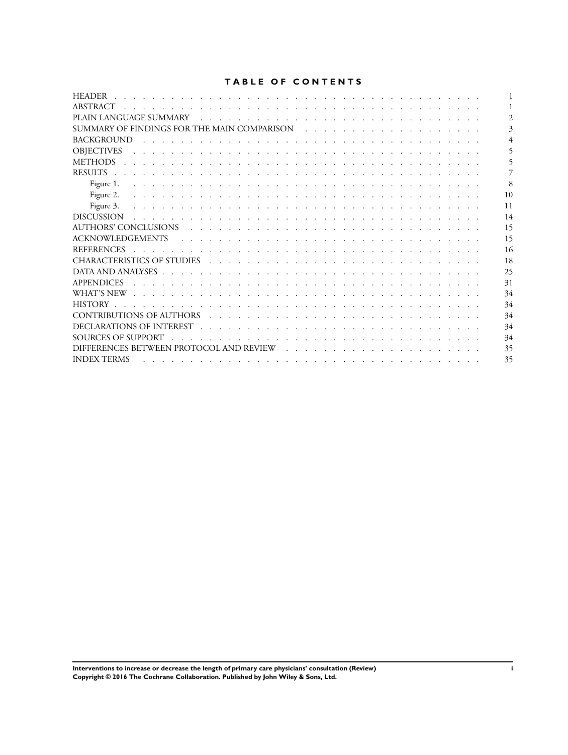# TABLE OF CONTENTS

| | |
|---|---|
| HEADER | 1 |
| ABSTRACT | 1 |
| PLAIN LANGUAGE SUMMARY | 2 |
| SUMMARY OF FINDINGS FOR THE MAIN COMPARISON | 3 |
| BACKGROUND | 4 |
| OBJECTIVES | 5 |
| METHODS | 5 |
| RESULTS | 7 |
| Figure 1. | 8 |
| Figure 2. | 10 |
| Figure 3. | 11 |
| DISCUSSION | 14 |
| AUTHORS' CONCLUSIONS | 15 |
| ACKNOWLEDGEMENTS | 15 |
| REFERENCES | 16 |
| CHARACTERISTICS OF STUDIES | 18 |
| DATA AND ANALYSES | 25 |
| APPENDICES | 31 |
| WHAT'S NEW | 34 |
| HISTORY | 34 |
| CONTRIBUTIONS OF AUTHORS | 34 |
| DECLARATIONS OF INTEREST | 34 |
| SOURCES OF SUPPORT | 34 |
| DIFFERENCES BETWEEN PROTOCOL AND REVIEW | 35 |
| INDEX TERMS | 35 |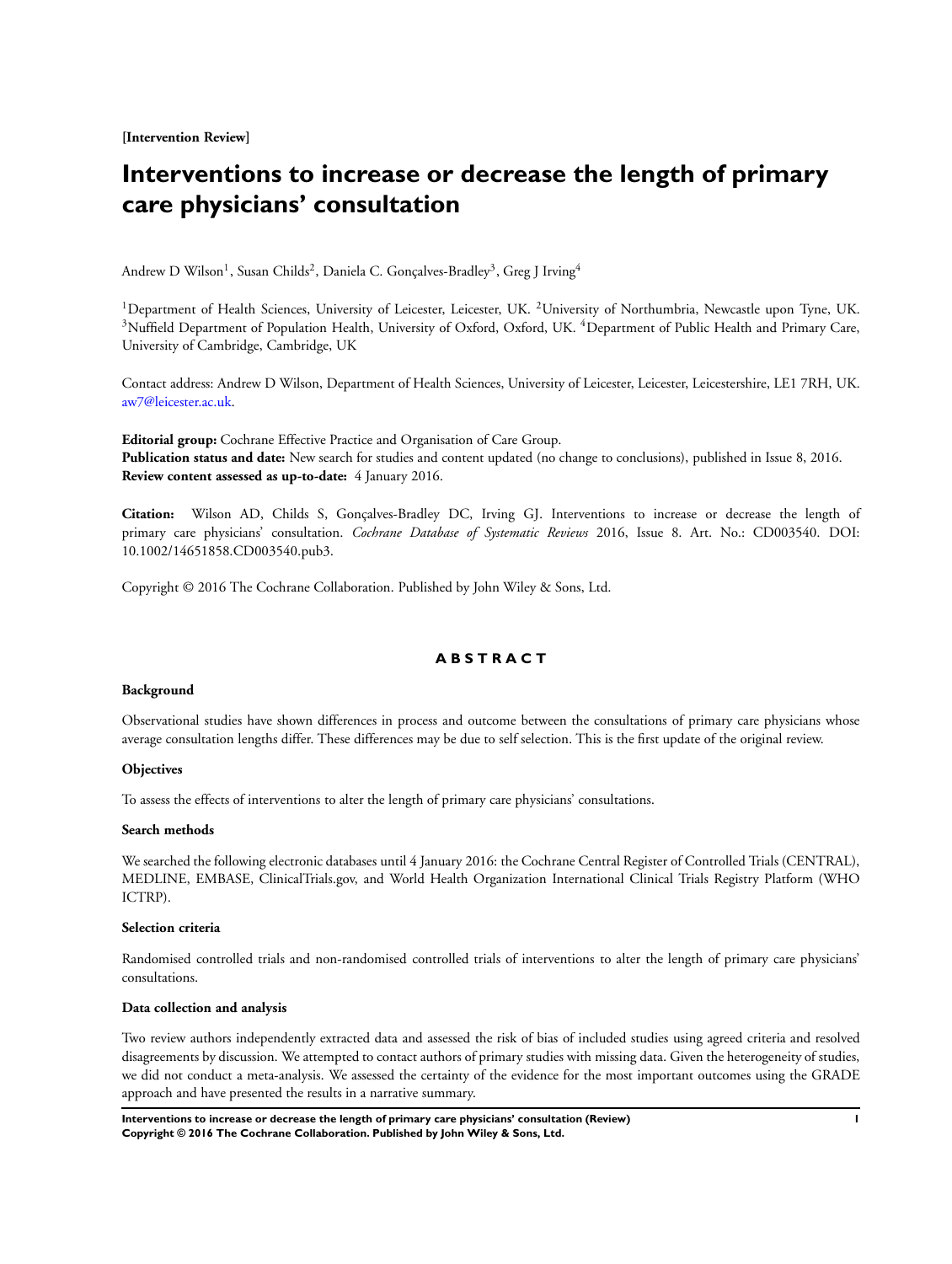**[Intervention Review]**

# Interventions to increase or decrease the length of primary care physicians' consultation

Andrew D Wilson[1], Susan Childs[2], Daniela C. Gonçalves-Bradley[3], Greg J Irving[4]

[1]Department of Health Sciences, University of Leicester, Leicester, UK. [2]University of Northumbria, Newcastle upon Tyne, UK. [3]Nuffield Department of Population Health, University of Oxford, Oxford, UK. [4]Department of Public Health and Primary Care, University of Cambridge, Cambridge, UK

Contact address: Andrew D Wilson, Department of Health Sciences, University of Leicester, Leicester, Leicestershire, LE1 7RH, UK. aw7@leicester.ac.uk.

**Editorial group:** Cochrane Effective Practice and Organisation of Care Group.
**Publication status and date:** New search for studies and content updated (no change to conclusions), published in Issue 8, 2016.
**Review content assessed as up-to-date:** 4 January 2016.

**Citation:** Wilson AD, Childs S, Gonçalves-Bradley DC, Irving GJ. Interventions to increase or decrease the length of primary care physicians' consultation. *Cochrane Database of Systematic Reviews* 2016, Issue 8. Art. No.: CD003540. DOI: 10.1002/14651858.CD003540.pub3.

Copyright © 2016 The Cochrane Collaboration. Published by John Wiley & Sons, Ltd.

## ABSTRACT

### Background

Observational studies have shown differences in process and outcome between the consultations of primary care physicians whose average consultation lengths differ. These differences may be due to self selection. This is the first update of the original review.

### Objectives

To assess the effects of interventions to alter the length of primary care physicians' consultations.

### Search methods

We searched the following electronic databases until 4 January 2016: the Cochrane Central Register of Controlled Trials (CENTRAL), MEDLINE, EMBASE, ClinicalTrials.gov, and World Health Organization International Clinical Trials Registry Platform (WHO ICTRP).

### Selection criteria

Randomised controlled trials and non-randomised controlled trials of interventions to alter the length of primary care physicians' consultations.

### Data collection and analysis

Two review authors independently extracted data and assessed the risk of bias of included studies using agreed criteria and resolved disagreements by discussion. We attempted to contact authors of primary studies with missing data. Given the heterogeneity of studies, we did not conduct a meta-analysis. We assessed the certainty of the evidence for the most important outcomes using the GRADE approach and have presented the results in a narrative summary.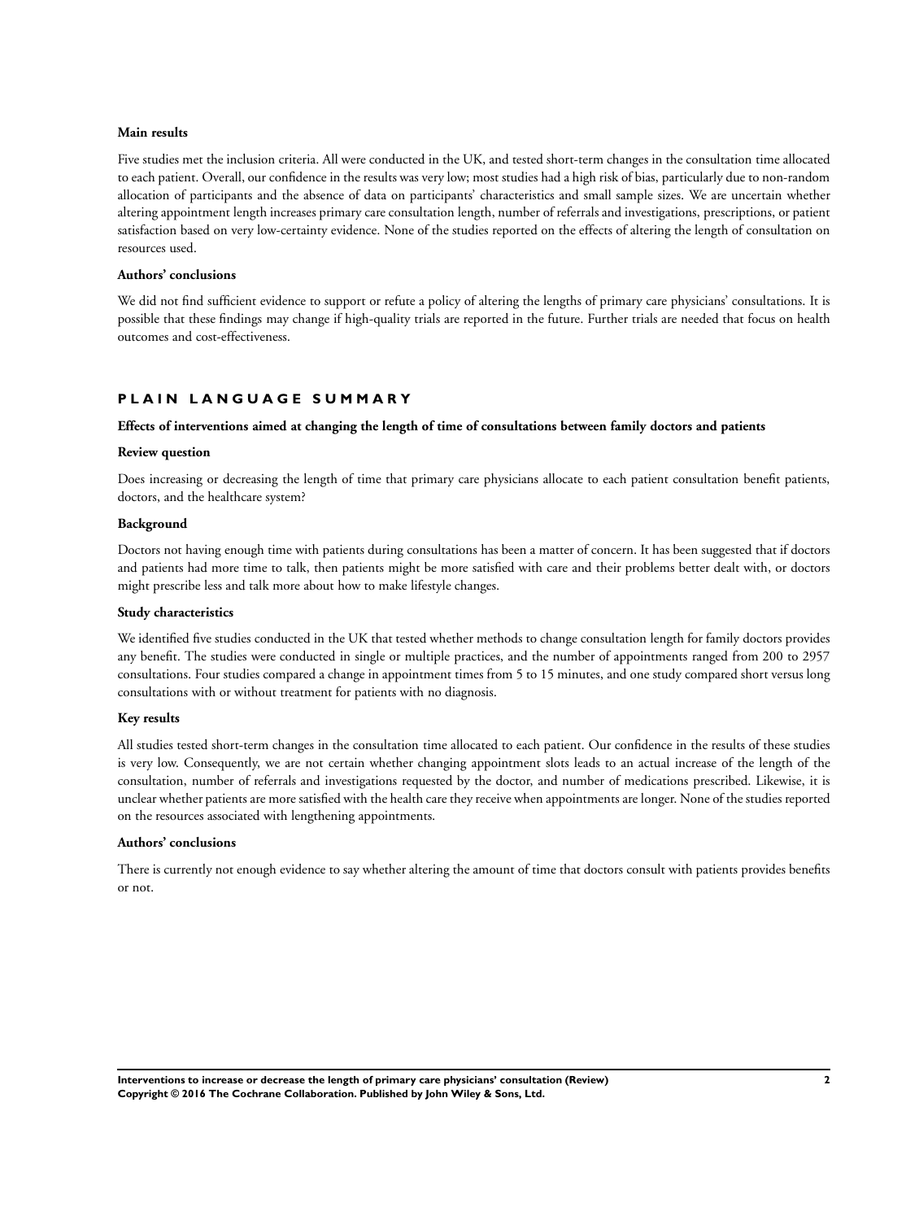#### Main results

Five studies met the inclusion criteria. All were conducted in the UK, and tested short-term changes in the consultation time allocated to each patient. Overall, our confidence in the results was very low; most studies had a high risk of bias, particularly due to non-random allocation of participants and the absence of data on participants' characteristics and small sample sizes. We are uncertain whether altering appointment length increases primary care consultation length, number of referrals and investigations, prescriptions, or patient satisfaction based on very low-certainty evidence. None of the studies reported on the effects of altering the length of consultation on resources used.

#### Authors' conclusions

We did not find sufficient evidence to support or refute a policy of altering the lengths of primary care physicians' consultations. It is possible that these findings may change if high-quality trials are reported in the future. Further trials are needed that focus on health outcomes and cost-effectiveness.

## PLAIN LANGUAGE SUMMARY

#### Effects of interventions aimed at changing the length of time of consultations between family doctors and patients

#### Review question

Does increasing or decreasing the length of time that primary care physicians allocate to each patient consultation benefit patients, doctors, and the healthcare system?

#### Background

Doctors not having enough time with patients during consultations has been a matter of concern. It has been suggested that if doctors and patients had more time to talk, then patients might be more satisfied with care and their problems better dealt with, or doctors might prescribe less and talk more about how to make lifestyle changes.

#### Study characteristics

We identified five studies conducted in the UK that tested whether methods to change consultation length for family doctors provides any benefit. The studies were conducted in single or multiple practices, and the number of appointments ranged from 200 to 2957 consultations. Four studies compared a change in appointment times from 5 to 15 minutes, and one study compared short versus long consultations with or without treatment for patients with no diagnosis.

#### Key results

All studies tested short-term changes in the consultation time allocated to each patient. Our confidence in the results of these studies is very low. Consequently, we are not certain whether changing appointment slots leads to an actual increase of the length of the consultation, number of referrals and investigations requested by the doctor, and number of medications prescribed. Likewise, it is unclear whether patients are more satisfied with the health care they receive when appointments are longer. None of the studies reported on the resources associated with lengthening appointments.

#### Authors' conclusions

There is currently not enough evidence to say whether altering the amount of time that doctors consult with patients provides benefits or not.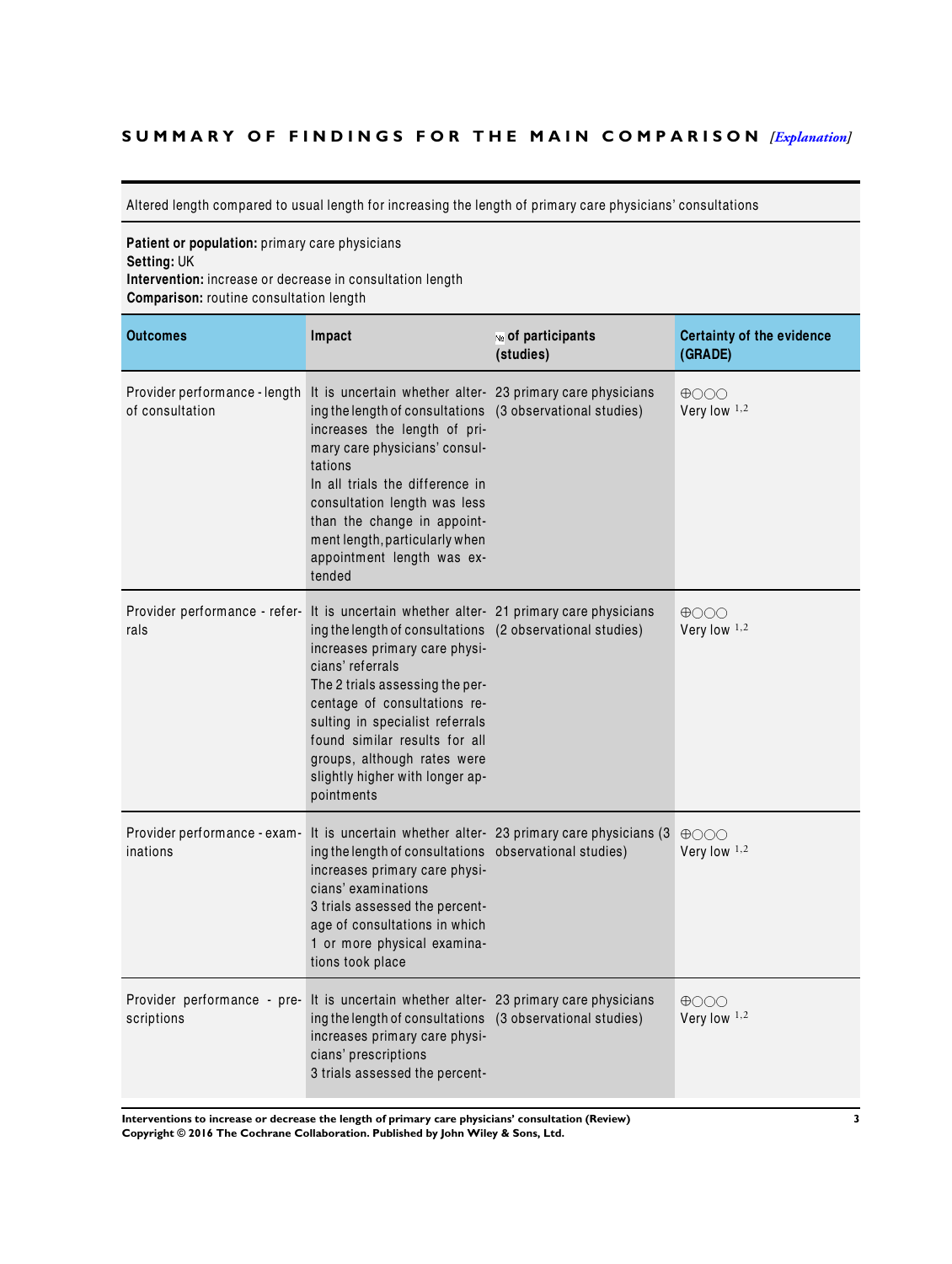## SUMMARY OF FINDINGS FOR THE MAIN COMPARISON *[Explanation]*

Altered length compared to usual length for increasing the length of primary care physicians' consultations

**Patient or population:** primary care physicians
**Setting:** UK
**Intervention:** increase or decrease in consultation length
**Comparison:** routine consultation length

| Outcomes | Impact | № of participants (studies) | Certainty of the evidence (GRADE) |
|---|---|---|---|
| Provider performance - length of consultation | It is uncertain whether altering the length of consultations increases the length of primary care physicians' consultations<br>In all trials the difference in consultation length was less than the change in appointment length, particularly when appointment length was extended | 23 primary care physicians (3 observational studies) | ⊕○○○<br>Very low [1,2] |
| Provider performance - referrals | It is uncertain whether altering the length of consultations increases primary care physicians' referrals<br>The 2 trials assessing the percentage of consultations resulting in specialist referrals found similar results for all groups, although rates were slightly higher with longer appointments | 21 primary care physicians (2 observational studies) | ⊕○○○<br>Very low [1,2] |
| Provider performance - examinations | It is uncertain whether altering the length of consultations increases primary care physicians' examinations<br>3 trials assessed the percentage of consultations in which 1 or more physical examinations took place | 23 primary care physicians (3 observational studies) | ⊕○○○<br>Very low [1,2] |
| Provider performance - prescriptions | It is uncertain whether altering the length of consultations increases primary care physicians' prescriptions<br>3 trials assessed the percent- | 23 primary care physicians (3 observational studies) | ⊕○○○<br>Very low [1,2] |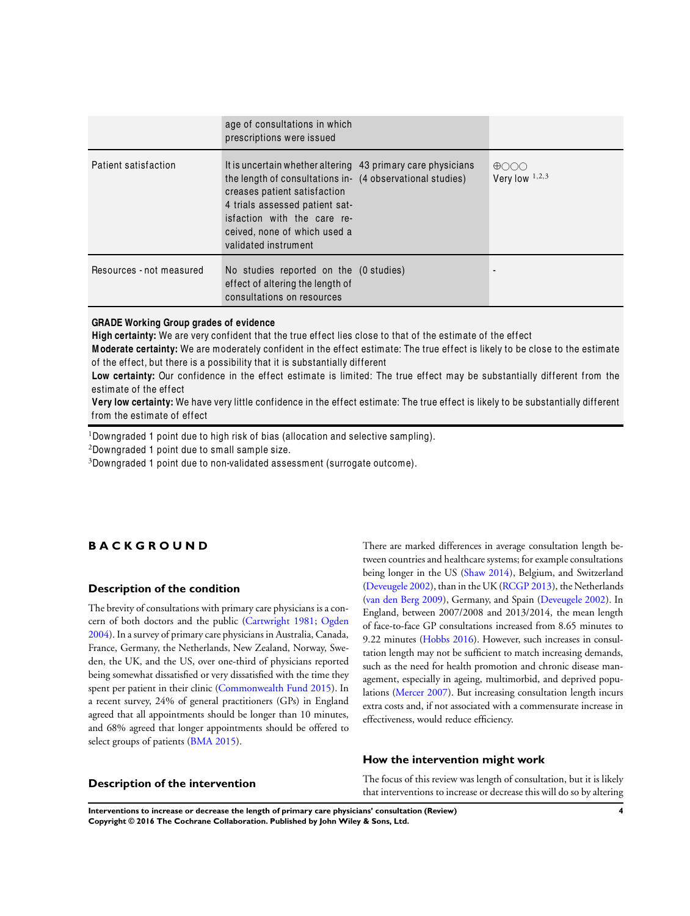| | | | |
|---|---|---|---|
| | age of consultations in which prescriptions were issued | | |
| Patient satisfaction | It is uncertain whether altering the length of consultations increases patient satisfaction 4 trials assessed patient satisfaction with the care received, none of which used a validated instrument | 43 primary care physicians (4 observational studies) | ⊕○○○ Very low [1,2,3] |
| Resources - not measured | No studies reported on the effect of altering the length of consultations on resources | (0 studies) | - |

**GRADE Working Group grades of evidence**
**High certainty:** We are very confident that the true effect lies close to that of the estimate of the effect
**Moderate certainty:** We are moderately confident in the effect estimate: The true effect is likely to be close to the estimate of the effect, but there is a possibility that it is substantially different
**Low certainty:** Our confidence in the effect estimate is limited: The true effect may be substantially different from the estimate of the effect
**Very low certainty:** We have very little confidence in the effect estimate: The true effect is likely to be substantially different from the estimate of effect

[1]Downgraded 1 point due to high risk of bias (allocation and selective sampling).
[2]Downgraded 1 point due to small sample size.
[3]Downgraded 1 point due to non-validated assessment (surrogate outcome).

# BACKGROUND

## Description of the condition

The brevity of consultations with primary care physicians is a concern of both doctors and the public (Cartwright 1981; Ogden 2004). In a survey of primary care physicians in Australia, Canada, France, Germany, the Netherlands, New Zealand, Norway, Sweden, the UK, and the US, over one-third of physicians reported being somewhat dissatisfied or very dissatisfied with the time they spent per patient in their clinic (Commonwealth Fund 2015). In a recent survey, 24% of general practitioners (GPs) in England agreed that all appointments should be longer than 10 minutes, and 68% agreed that longer appointments should be offered to select groups of patients (BMA 2015).

There are marked differences in average consultation length between countries and healthcare systems; for example consultations being longer in the US (Shaw 2014), Belgium, and Switzerland (Deveugele 2002), than in the UK (RCGP 2013), the Netherlands (van den Berg 2009), Germany, and Spain (Deveugele 2002). In England, between 2007/2008 and 2013/2014, the mean length of face-to-face GP consultations increased from 8.65 minutes to 9.22 minutes (Hobbs 2016). However, such increases in consultation length may not be sufficient to match increasing demands, such as the need for health promotion and chronic disease management, especially in ageing, multimorbid, and deprived populations (Mercer 2007). But increasing consultation length incurs extra costs and, if not associated with a commensurate increase in effectiveness, would reduce efficiency.

## Description of the intervention

## How the intervention might work

The focus of this review was length of consultation, but it is likely that interventions to increase or decrease this will do so by altering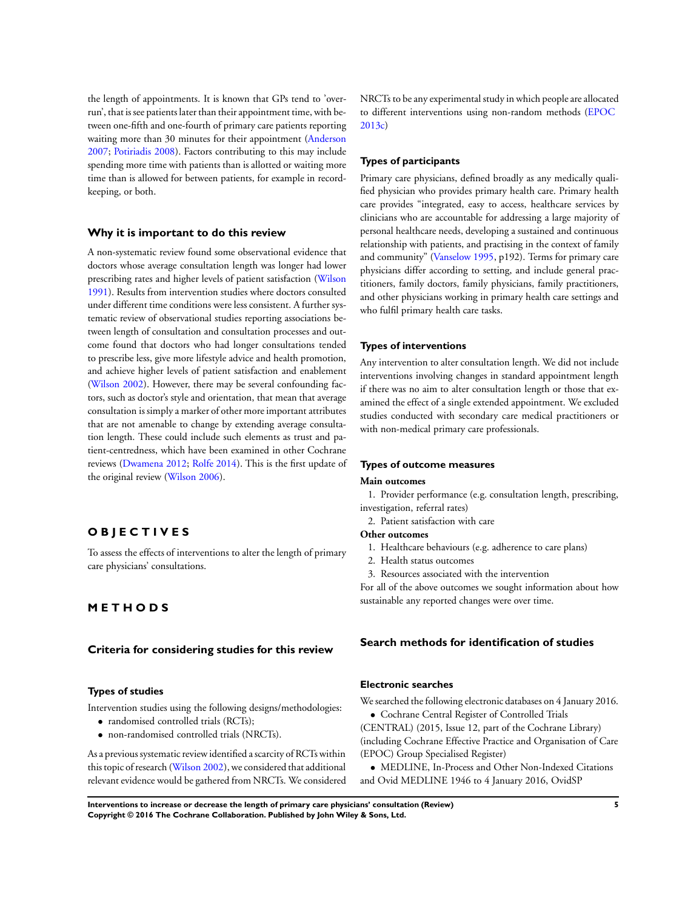the length of appointments. It is known that GPs tend to 'over-run', that is see patients later than their appointment time, with between one-fifth and one-fourth of primary care patients reporting waiting more than 30 minutes for their appointment (Anderson 2007; Potiriadis 2008). Factors contributing to this may include spending more time with patients than is allotted or waiting more time than is allowed for between patients, for example in record-keeping, or both.

## Why it is important to do this review

A non-systematic review found some observational evidence that doctors whose average consultation length was longer had lower prescribing rates and higher levels of patient satisfaction (Wilson 1991). Results from intervention studies where doctors consulted under different time conditions were less consistent. A further systematic review of observational studies reporting associations between length of consultation and consultation processes and outcome found that doctors who had longer consultations tended to prescribe less, give more lifestyle advice and health promotion, and achieve higher levels of patient satisfaction and enablement (Wilson 2002). However, there may be several confounding factors, such as doctor's style and orientation, that mean that average consultation is simply a marker of other more important attributes that are not amenable to change by extending average consultation length. These could include such elements as trust and patient-centredness, which have been examined in other Cochrane reviews (Dwamena 2012; Rolfe 2014). This is the first update of the original review (Wilson 2006).

# OBJECTIVES

To assess the effects of interventions to alter the length of primary care physicians' consultations.

# METHODS

## Criteria for considering studies for this review

### Types of studies

Intervention studies using the following designs/methodologies:

- randomised controlled trials (RCTs);
- non-randomised controlled trials (NRCTs).

As a previous systematic review identified a scarcity of RCTs within this topic of research (Wilson 2002), we considered that additional relevant evidence would be gathered from NRCTs. We considered NRCTs to be any experimental study in which people are allocated to different interventions using non-random methods (EPOC 2013c)

### Types of participants

Primary care physicians, defined broadly as any medically qualified physician who provides primary health care. Primary health care provides "integrated, easy to access, healthcare services by clinicians who are accountable for addressing a large majority of personal healthcare needs, developing a sustained and continuous relationship with patients, and practising in the context of family and community" (Vanselow 1995, p192). Terms for primary care physicians differ according to setting, and include general practitioners, family doctors, family physicians, family practitioners, and other physicians working in primary health care settings and who fulfil primary health care tasks.

### Types of interventions

Any intervention to alter consultation length. We did not include interventions involving changes in standard appointment length if there was no aim to alter consultation length or those that examined the effect of a single extended appointment. We excluded studies conducted with secondary care medical practitioners or with non-medical primary care professionals.

### Types of outcome measures

**Main outcomes**

1. Provider performance (e.g. consultation length, prescribing, investigation, referral rates)
2. Patient satisfaction with care

**Other outcomes**

1. Healthcare behaviours (e.g. adherence to care plans)
2. Health status outcomes
3. Resources associated with the intervention

For all of the above outcomes we sought information about how sustainable any reported changes were over time.

## Search methods for identification of studies

### Electronic searches

We searched the following electronic databases on 4 January 2016.

- Cochrane Central Register of Controlled Trials (CENTRAL) (2015, Issue 12, part of the Cochrane Library) (including Cochrane Effective Practice and Organisation of Care (EPOC) Group Specialised Register)
- MEDLINE, In-Process and Other Non-Indexed Citations and Ovid MEDLINE 1946 to 4 January 2016, OvidSP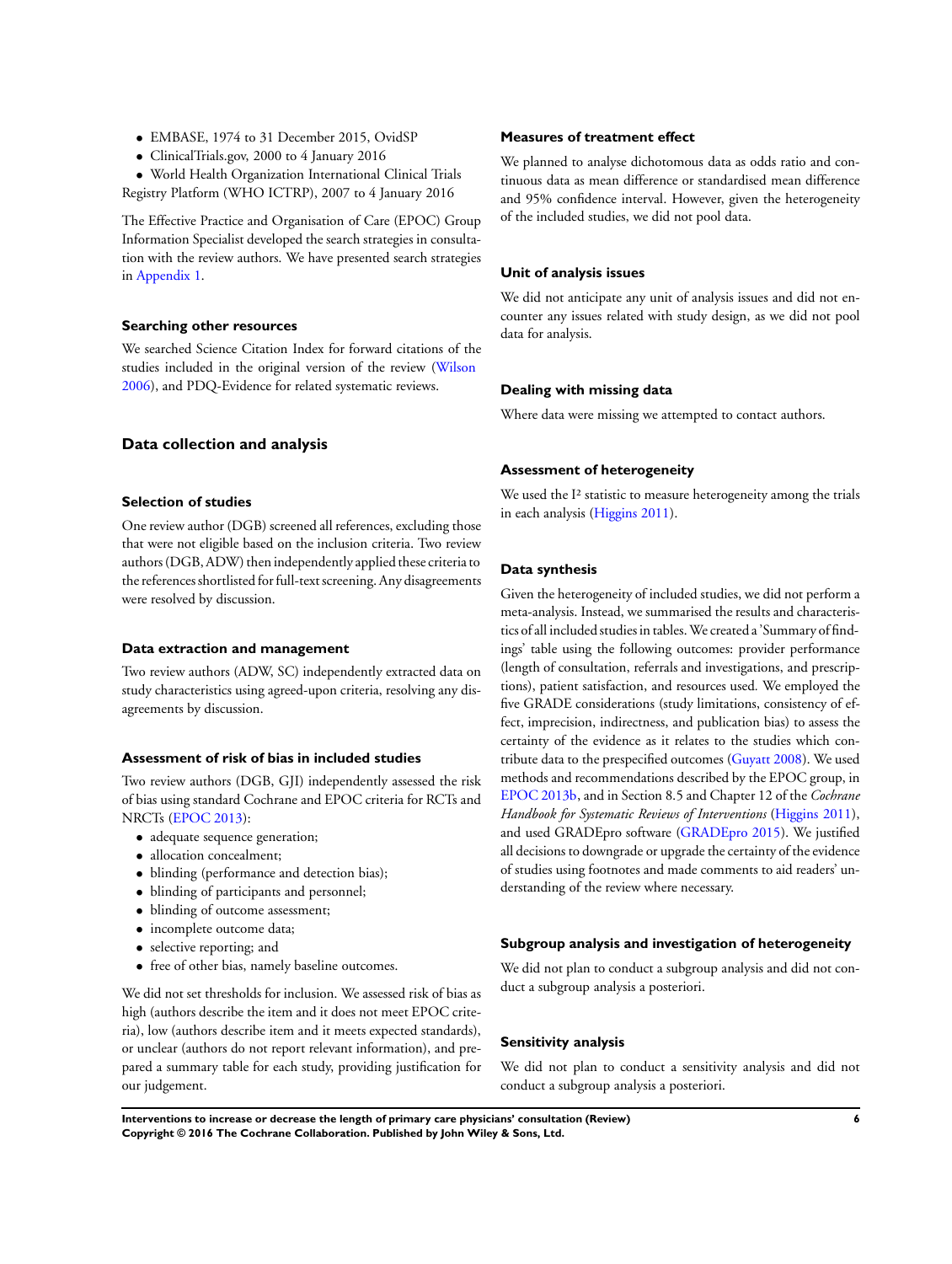- EMBASE, 1974 to 31 December 2015, OvidSP
- ClinicalTrials.gov, 2000 to 4 January 2016
- World Health Organization International Clinical Trials Registry Platform (WHO ICTRP), 2007 to 4 January 2016

The Effective Practice and Organisation of Care (EPOC) Group Information Specialist developed the search strategies in consultation with the review authors. We have presented search strategies in Appendix 1.

### Searching other resources

We searched Science Citation Index for forward citations of the studies included in the original version of the review (Wilson 2006), and PDQ-Evidence for related systematic reviews.

## Data collection and analysis

### Selection of studies

One review author (DGB) screened all references, excluding those that were not eligible based on the inclusion criteria. Two review authors (DGB, ADW) then independently applied these criteria to the references shortlisted for full-text screening. Any disagreements were resolved by discussion.

### Data extraction and management

Two review authors (ADW, SC) independently extracted data on study characteristics using agreed-upon criteria, resolving any disagreements by discussion.

### Assessment of risk of bias in included studies

Two review authors (DGB, GJI) independently assessed the risk of bias using standard Cochrane and EPOC criteria for RCTs and NRCTs (EPOC 2013):

- adequate sequence generation;
- allocation concealment;
- blinding (performance and detection bias);
- blinding of participants and personnel;
- blinding of outcome assessment;
- incomplete outcome data;
- selective reporting; and
- free of other bias, namely baseline outcomes.

We did not set thresholds for inclusion. We assessed risk of bias as high (authors describe the item and it does not meet EPOC criteria), low (authors describe item and it meets expected standards), or unclear (authors do not report relevant information), and prepared a summary table for each study, providing justification for our judgement.

### Measures of treatment effect

We planned to analyse dichotomous data as odds ratio and continuous data as mean difference or standardised mean difference and 95% confidence interval. However, given the heterogeneity of the included studies, we did not pool data.

### Unit of analysis issues

We did not anticipate any unit of analysis issues and did not encounter any issues related with study design, as we did not pool data for analysis.

### Dealing with missing data

Where data were missing we attempted to contact authors.

### Assessment of heterogeneity

We used the $I^2$ statistic to measure heterogeneity among the trials in each analysis (Higgins 2011).

### Data synthesis

Given the heterogeneity of included studies, we did not perform a meta-analysis. Instead, we summarised the results and characteristics of all included studies in tables. We created a 'Summary of findings' table using the following outcomes: provider performance (length of consultation, referrals and investigations, and prescriptions), patient satisfaction, and resources used. We employed the five GRADE considerations (study limitations, consistency of effect, imprecision, indirectness, and publication bias) to assess the certainty of the evidence as it relates to the studies which contribute data to the prespecified outcomes (Guyatt 2008). We used methods and recommendations described by the EPOC group, in EPOC 2013b, and in Section 8.5 and Chapter 12 of the *Cochrane Handbook for Systematic Reviews of Interventions* (Higgins 2011), and used GRADEpro software (GRADEpro 2015). We justified all decisions to downgrade or upgrade the certainty of the evidence of studies using footnotes and made comments to aid readers' understanding of the review where necessary.

### Subgroup analysis and investigation of heterogeneity

We did not plan to conduct a subgroup analysis and did not conduct a subgroup analysis a posteriori.

### Sensitivity analysis

We did not plan to conduct a sensitivity analysis and did not conduct a subgroup analysis a posteriori.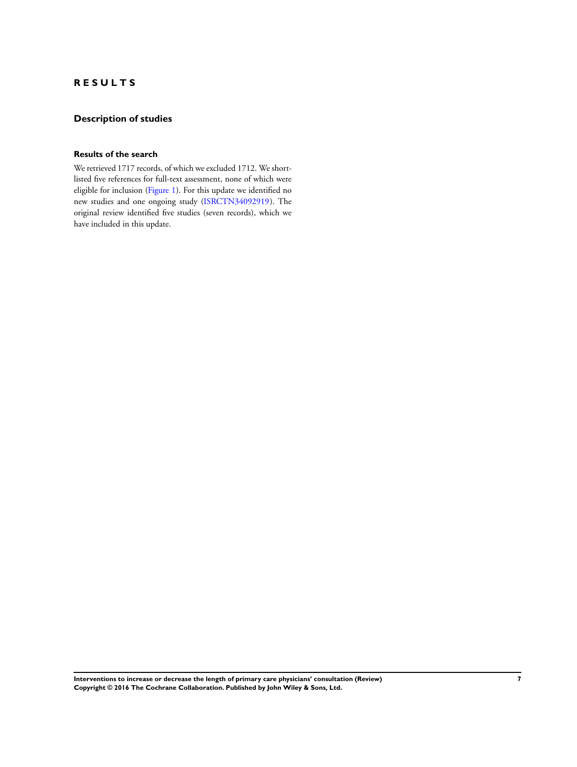# RESULTS

## Description of studies

### Results of the search

We retrieved 1717 records, of which we excluded 1712. We shortlisted five references for full-text assessment, none of which were eligible for inclusion (Figure 1). For this update we identified no new studies and one ongoing study (ISRCTN34092919). The original review identified five studies (seven records), which we have included in this update.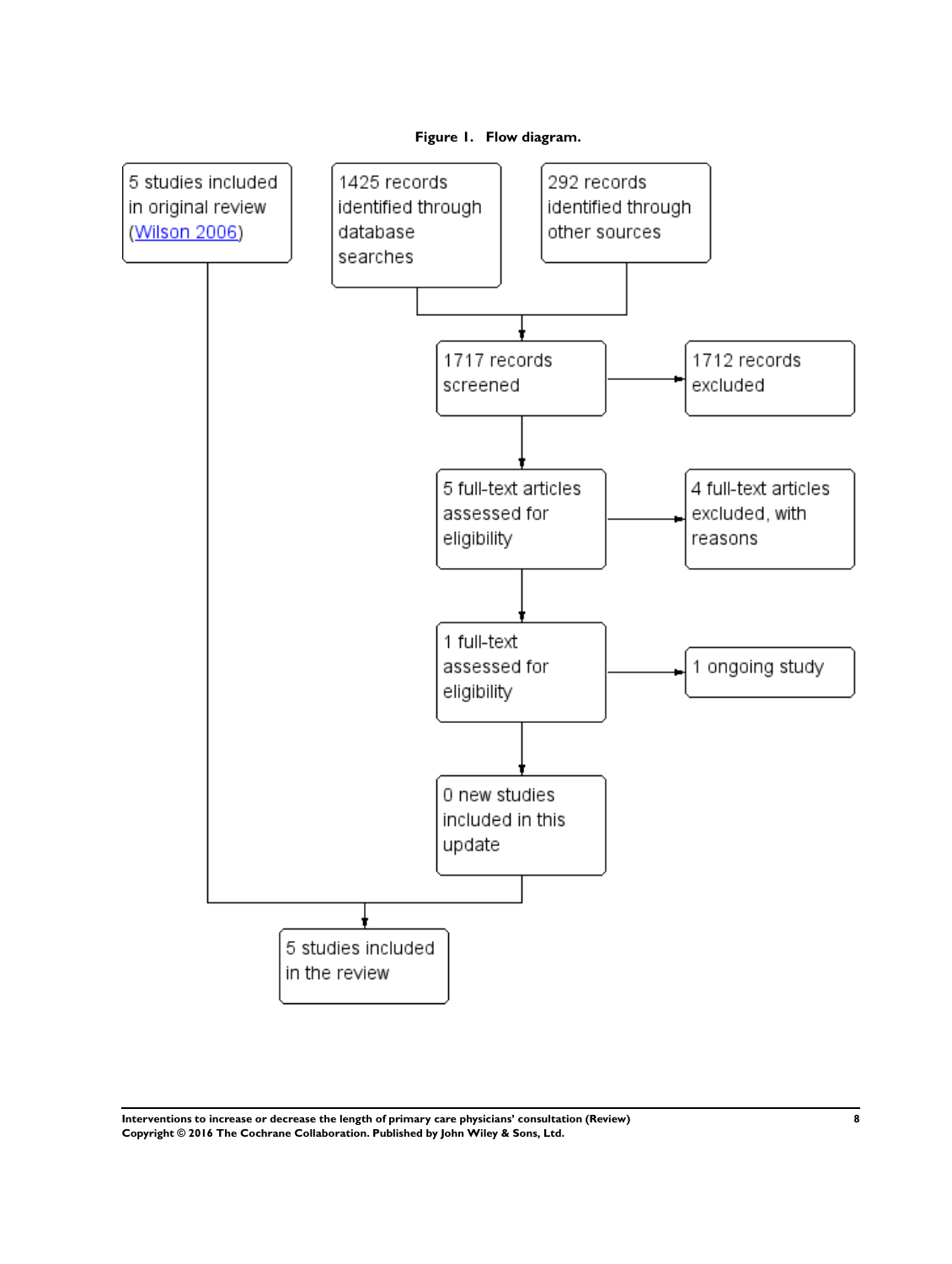**Figure 1. Flow diagram.**

5 studies included in original review (Wilson 2006)

1425 records identified through database searches

292 records identified through other sources

1717 records screened

1712 records excluded

5 full-text articles assessed for eligibility

4 full-text articles excluded, with reasons

1 full-text assessed for eligibility

1 ongoing study

0 new studies included in this update

5 studies included in the review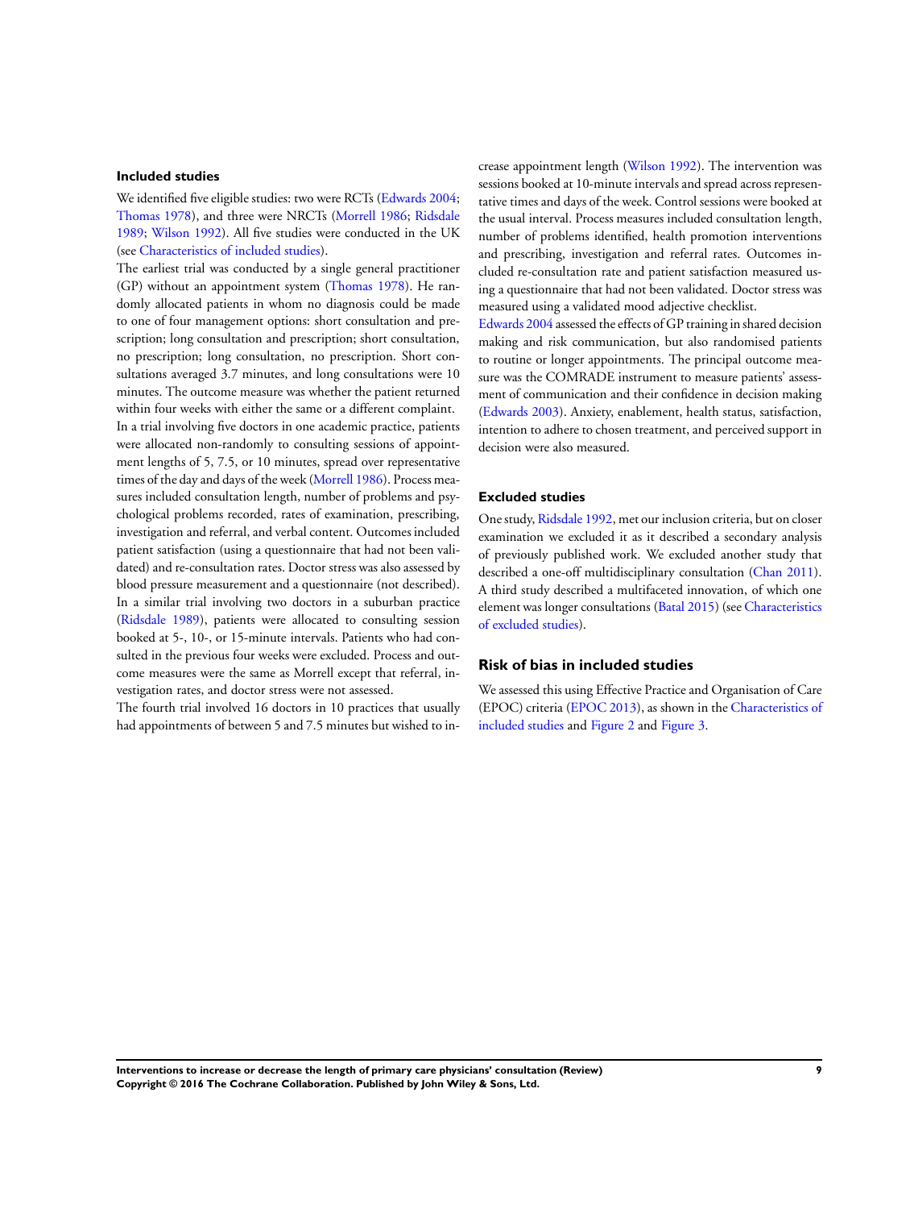### Included studies

We identified five eligible studies: two were RCTs (Edwards 2004; Thomas 1978), and three were NRCTs (Morrell 1986; Ridsdale 1989; Wilson 1992). All five studies were conducted in the UK (see Characteristics of included studies).

The earliest trial was conducted by a single general practitioner (GP) without an appointment system (Thomas 1978). He randomly allocated patients in whom no diagnosis could be made to one of four management options: short consultation and prescription; long consultation and prescription; short consultation, no prescription; long consultation, no prescription. Short consultations averaged 3.7 minutes, and long consultations were 10 minutes. The outcome measure was whether the patient returned within four weeks with either the same or a different complaint.

In a trial involving five doctors in one academic practice, patients were allocated non-randomly to consulting sessions of appointment lengths of 5, 7.5, or 10 minutes, spread over representative times of the day and days of the week (Morrell 1986). Process measures included consultation length, number of problems and psychological problems recorded, rates of examination, prescribing, investigation and referral, and verbal content. Outcomes included patient satisfaction (using a questionnaire that had not been validated) and re-consultation rates. Doctor stress was also assessed by blood pressure measurement and a questionnaire (not described).

In a similar trial involving two doctors in a suburban practice (Ridsdale 1989), patients were allocated to consulting session booked at 5-, 10-, or 15-minute intervals. Patients who had consulted in the previous four weeks were excluded. Process and outcome measures were the same as Morrell except that referral, investigation rates, and doctor stress were not assessed.

The fourth trial involved 16 doctors in 10 practices that usually had appointments of between 5 and 7.5 minutes but wished to increase appointment length (Wilson 1992). The intervention was sessions booked at 10-minute intervals and spread across representative times and days of the week. Control sessions were booked at the usual interval. Process measures included consultation length, number of problems identified, health promotion interventions and prescribing, investigation and referral rates. Outcomes included re-consultation rate and patient satisfaction measured using a questionnaire that had not been validated. Doctor stress was measured using a validated mood adjective checklist.

Edwards 2004 assessed the effects of GP training in shared decision making and risk communication, but also randomised patients to routine or longer appointments. The principal outcome measure was the COMRADE instrument to measure patients' assessment of communication and their confidence in decision making (Edwards 2003). Anxiety, enablement, health status, satisfaction, intention to adhere to chosen treatment, and perceived support in decision were also measured.

### Excluded studies

One study, Ridsdale 1992, met our inclusion criteria, but on closer examination we excluded it as it described a secondary analysis of previously published work. We excluded another study that described a one-off multidisciplinary consultation (Chan 2011). A third study described a multifaceted innovation, of which one element was longer consultations (Batal 2015) (see Characteristics of excluded studies).

## Risk of bias in included studies

We assessed this using Effective Practice and Organisation of Care (EPOC) criteria (EPOC 2013), as shown in the Characteristics of included studies and Figure 2 and Figure 3.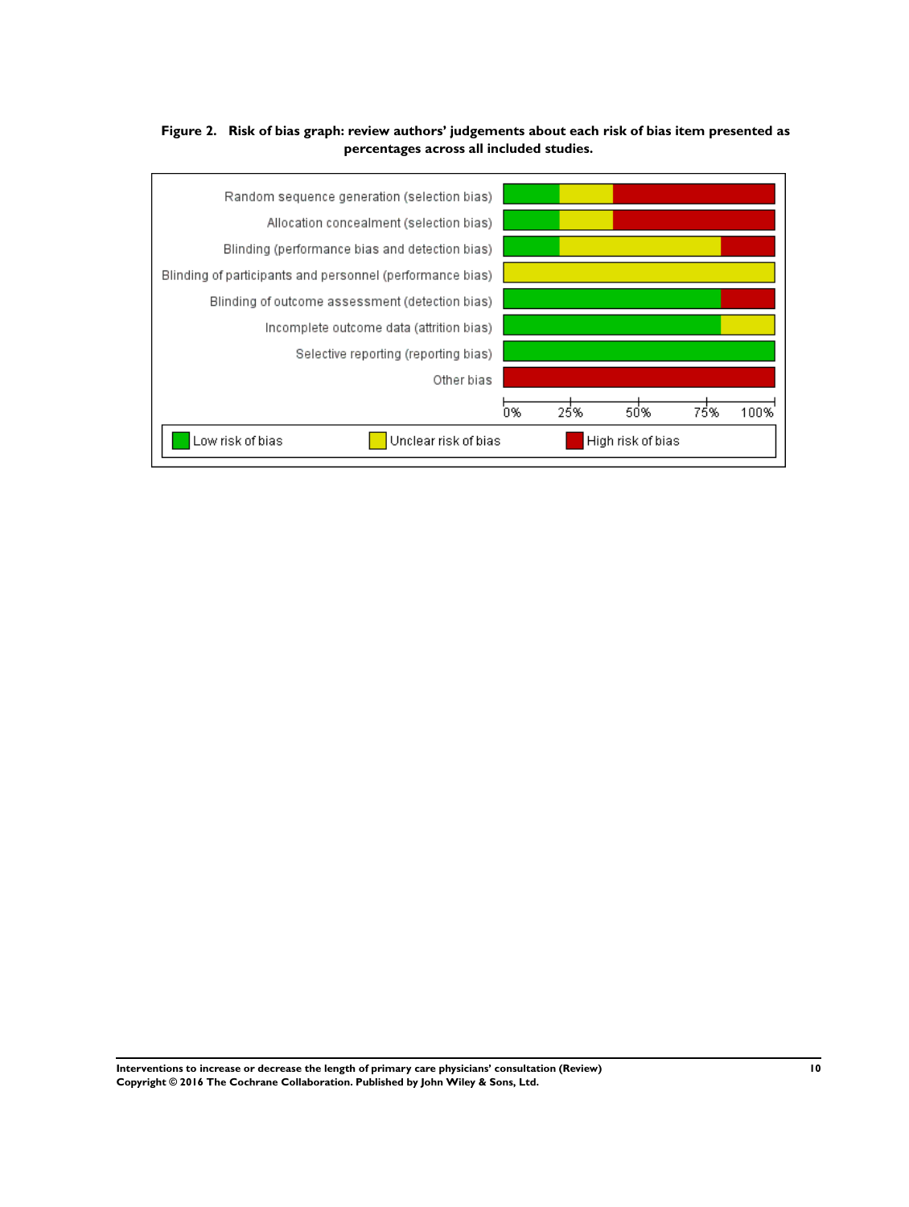**Figure 2. Risk of bias graph: review authors' judgements about each risk of bias item presented as percentages across all included studies.**

| Risk of bias item | Low risk of bias | Unclear risk of bias | High risk of bias |
|---|---|---|---|
| Random sequence generation (selection bias) | | | |
| Allocation concealment (selection bias) | | | |
| Blinding (performance bias and detection bias) | | | |
| Blinding of participants and personnel (performance bias) | | | |
| Blinding of outcome assessment (detection bias) | | | |
| Incomplete outcome data (attrition bias) | | | |
| Selective reporting (reporting bias) | | | |
| Other bias | | | |

0% 25% 50% 75% 100%

Low risk of bias | Unclear risk of bias | High risk of bias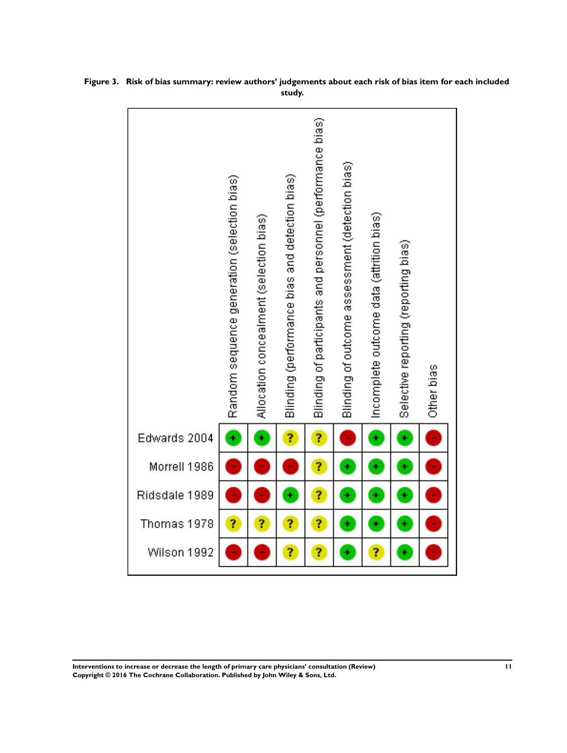**Figure 3. Risk of bias summary: review authors' judgements about each risk of bias item for each included study.**

| | Random sequence generation (selection bias) | Allocation concealment (selection bias) | Blinding (performance bias and detection bias) | Blinding of participants and personnel (performance bias) | Blinding of outcome assessment (detection bias) | Incomplete outcome data (attrition bias) | Selective reporting (reporting bias) | Other bias |
|---|---|---|---|---|---|---|---|---|
| Edwards 2004 | + | + | ? | ? | − | + | + | − |
| Morrell 1986 | − | − | − | ? | + | + | + | − |
| Ridsdale 1989 | − | − | + | ? | + | + | + | − |
| Thomas 1978 | ? | ? | ? | ? | + | + | + | − |
| Wilson 1992 | − | − | ? | ? | + | ? | + | − |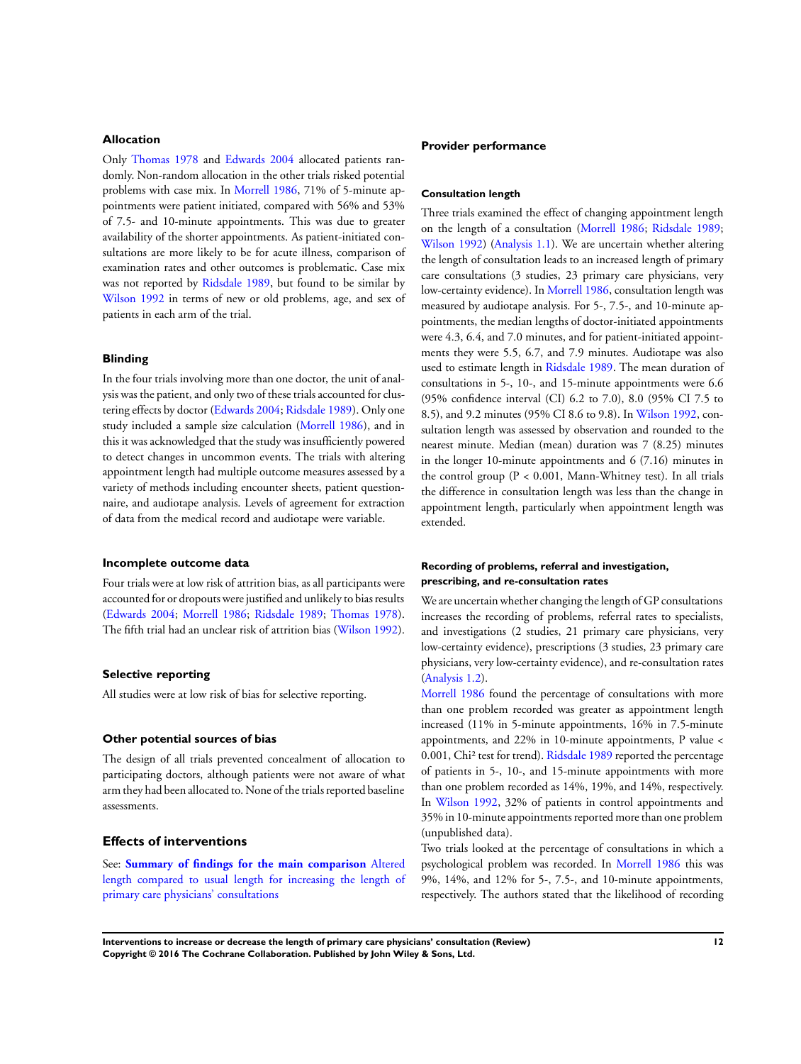### Allocation

Only Thomas 1978 and Edwards 2004 allocated patients randomly. Non-random allocation in the other trials risked potential problems with case mix. In Morrell 1986, 71% of 5-minute appointments were patient initiated, compared with 56% and 53% of 7.5- and 10-minute appointments. This was due to greater availability of the shorter appointments. As patient-initiated consultations are more likely to be for acute illness, comparison of examination rates and other outcomes is problematic. Case mix was not reported by Ridsdale 1989, but found to be similar by Wilson 1992 in terms of new or old problems, age, and sex of patients in each arm of the trial.

### Blinding

In the four trials involving more than one doctor, the unit of analysis was the patient, and only two of these trials accounted for clustering effects by doctor (Edwards 2004; Ridsdale 1989). Only one study included a sample size calculation (Morrell 1986), and in this it was acknowledged that the study was insufficiently powered to detect changes in uncommon events. The trials with altering appointment length had multiple outcome measures assessed by a variety of methods including encounter sheets, patient questionnaire, and audiotape analysis. Levels of agreement for extraction of data from the medical record and audiotape were variable.

### Incomplete outcome data

Four trials were at low risk of attrition bias, as all participants were accounted for or dropouts were justified and unlikely to bias results (Edwards 2004; Morrell 1986; Ridsdale 1989; Thomas 1978). The fifth trial had an unclear risk of attrition bias (Wilson 1992).

### Selective reporting

All studies were at low risk of bias for selective reporting.

### Other potential sources of bias

The design of all trials prevented concealment of allocation to participating doctors, although patients were not aware of what arm they had been allocated to. None of the trials reported baseline assessments.

## Effects of interventions

See: **Summary of findings for the main comparison** Altered length compared to usual length for increasing the length of primary care physicians' consultations

### Provider performance

#### Consultation length

Three trials examined the effect of changing appointment length on the length of a consultation (Morrell 1986; Ridsdale 1989; Wilson 1992) (Analysis 1.1). We are uncertain whether altering the length of consultation leads to an increased length of primary care consultations (3 studies, 23 primary care physicians, very low-certainty evidence). In Morrell 1986, consultation length was measured by audiotape analysis. For 5-, 7.5-, and 10-minute appointments, the median lengths of doctor-initiated appointments were 4.3, 6.4, and 7.0 minutes, and for patient-initiated appointments they were 5.5, 6.7, and 7.9 minutes. Audiotape was also used to estimate length in Ridsdale 1989. The mean duration of consultations in 5-, 10-, and 15-minute appointments were 6.6 (95% confidence interval (CI) 6.2 to 7.0), 8.0 (95% CI 7.5 to 8.5), and 9.2 minutes (95% CI 8.6 to 9.8). In Wilson 1992, consultation length was assessed by observation and rounded to the nearest minute. Median (mean) duration was 7 (8.25) minutes in the longer 10-minute appointments and 6 (7.16) minutes in the control group ($P < 0.001$, Mann-Whitney test). In all trials the difference in consultation length was less than the change in appointment length, particularly when appointment length was extended.

#### Recording of problems, referral and investigation, prescribing, and re-consultation rates

We are uncertain whether changing the length of GP consultations increases the recording of problems, referral rates to specialists, and investigations (2 studies, 21 primary care physicians, very low-certainty evidence), prescriptions (3 studies, 23 primary care physicians, very low-certainty evidence), and re-consultation rates (Analysis 1.2).

Morrell 1986 found the percentage of consultations with more than one problem recorded was greater as appointment length increased (11% in 5-minute appointments, 16% in 7.5-minute appointments, and 22% in 10-minute appointments, P value < 0.001, $\text{Chi}^2$ test for trend). Ridsdale 1989 reported the percentage of patients in 5-, 10-, and 15-minute appointments with more than one problem recorded as 14%, 19%, and 14%, respectively. In Wilson 1992, 32% of patients in control appointments and 35% in 10-minute appointments reported more than one problem (unpublished data).

Two trials looked at the percentage of consultations in which a psychological problem was recorded. In Morrell 1986 this was 9%, 14%, and 12% for 5-, 7.5-, and 10-minute appointments, respectively. The authors stated that the likelihood of recording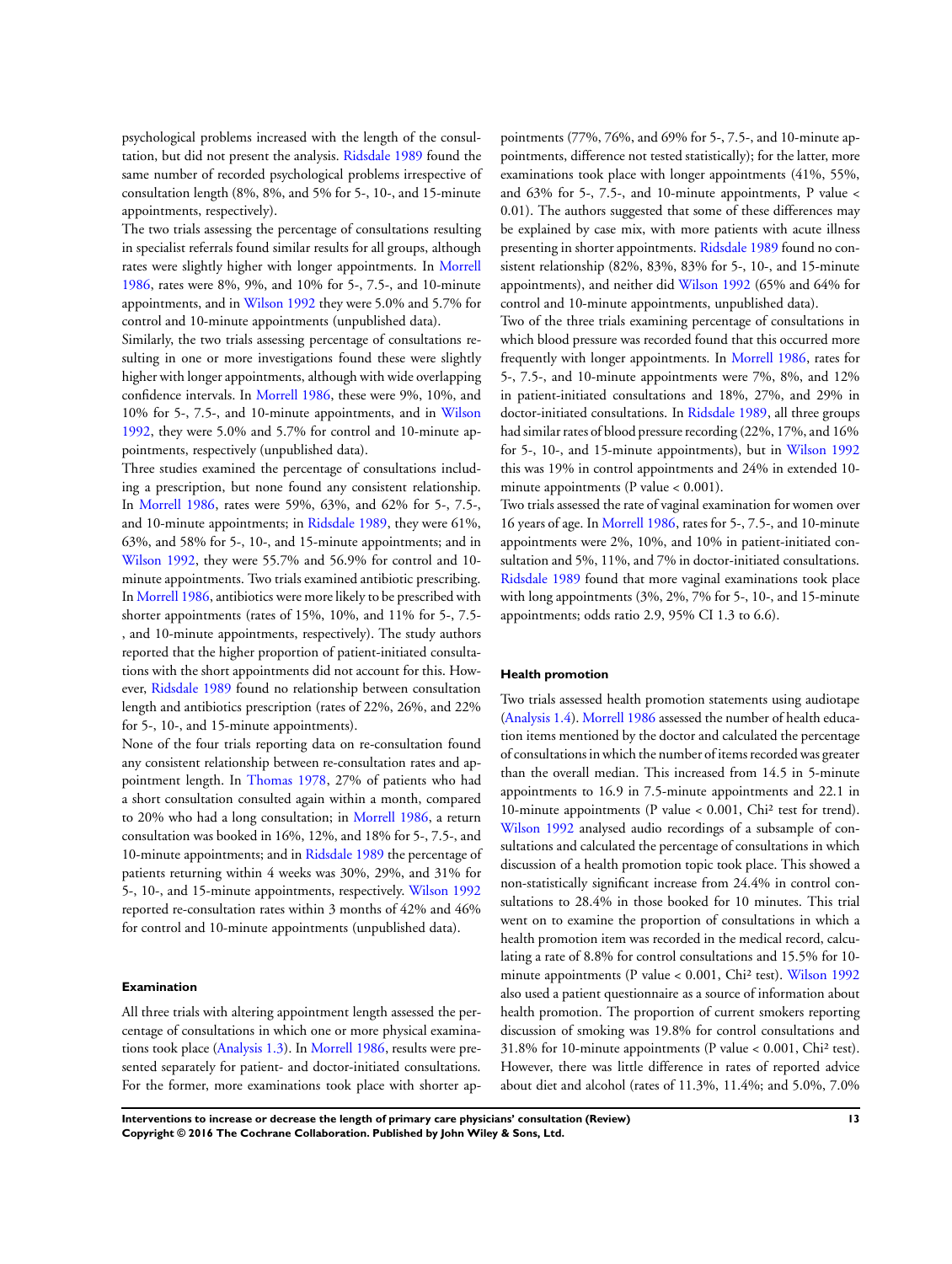psychological problems increased with the length of the consultation, but did not present the analysis. Ridsdale 1989 found the same number of recorded psychological problems irrespective of consultation length (8%, 8%, and 5% for 5-, 10-, and 15-minute appointments, respectively).

The two trials assessing the percentage of consultations resulting in specialist referrals found similar results for all groups, although rates were slightly higher with longer appointments. In Morrell 1986, rates were 8%, 9%, and 10% for 5-, 7.5-, and 10-minute appointments, and in Wilson 1992 they were 5.0% and 5.7% for control and 10-minute appointments (unpublished data).

Similarly, the two trials assessing percentage of consultations resulting in one or more investigations found these were slightly higher with longer appointments, although with wide overlapping confidence intervals. In Morrell 1986, these were 9%, 10%, and 10% for 5-, 7.5-, and 10-minute appointments, and in Wilson 1992, they were 5.0% and 5.7% for control and 10-minute appointments, respectively (unpublished data).

Three studies examined the percentage of consultations including a prescription, but none found any consistent relationship. In Morrell 1986, rates were 59%, 63%, and 62% for 5-, 7.5-, and 10-minute appointments; in Ridsdale 1989, they were 61%, 63%, and 58% for 5-, 10-, and 15-minute appointments; and in Wilson 1992, they were 55.7% and 56.9% for control and 10-minute appointments. Two trials examined antibiotic prescribing. In Morrell 1986, antibiotics were more likely to be prescribed with shorter appointments (rates of 15%, 10%, and 11% for 5-, 7.5-, and 10-minute appointments, respectively). The study authors reported that the higher proportion of patient-initiated consultations with the short appointments did not account for this. However, Ridsdale 1989 found no relationship between consultation length and antibiotics prescription (rates of 22%, 26%, and 22% for 5-, 10-, and 15-minute appointments).

None of the four trials reporting data on re-consultation found any consistent relationship between re-consultation rates and appointment length. In Thomas 1978, 27% of patients who had a short consultation consulted again within a month, compared to 20% who had a long consultation; in Morrell 1986, a return consultation was booked in 16%, 12%, and 18% for 5-, 7.5-, and 10-minute appointments; and in Ridsdale 1989 the percentage of patients returning within 4 weeks was 30%, 29%, and 31% for 5-, 10-, and 15-minute appointments, respectively. Wilson 1992 reported re-consultation rates within 3 months of 42% and 46% for control and 10-minute appointments (unpublished data).

### Examination

All three trials with altering appointment length assessed the percentage of consultations in which one or more physical examinations took place (Analysis 1.3). In Morrell 1986, results were presented separately for patient- and doctor-initiated consultations. For the former, more examinations took place with shorter appointments (77%, 76%, and 69% for 5-, 7.5-, and 10-minute appointments, difference not tested statistically); for the latter, more examinations took place with longer appointments (41%, 55%, and 63% for 5-, 7.5-, and 10-minute appointments, P value < 0.01). The authors suggested that some of these differences may be explained by case mix, with more patients with acute illness presenting in shorter appointments. Ridsdale 1989 found no consistent relationship (82%, 83%, 83% for 5-, 10-, and 15-minute appointments), and neither did Wilson 1992 (65% and 64% for control and 10-minute appointments, unpublished data).

Two of the three trials examining percentage of consultations in which blood pressure was recorded found that this occurred more frequently with longer appointments. In Morrell 1986, rates for 5-, 7.5-, and 10-minute appointments were 7%, 8%, and 12% in patient-initiated consultations and 18%, 27%, and 29% in doctor-initiated consultations. In Ridsdale 1989, all three groups had similar rates of blood pressure recording (22%, 17%, and 16% for 5-, 10-, and 15-minute appointments), but in Wilson 1992 this was 19% in control appointments and 24% in extended 10-minute appointments (P value < 0.001).

Two trials assessed the rate of vaginal examination for women over 16 years of age. In Morrell 1986, rates for 5-, 7.5-, and 10-minute appointments were 2%, 10%, and 10% in patient-initiated consultation and 5%, 11%, and 7% in doctor-initiated consultations. Ridsdale 1989 found that more vaginal examinations took place with long appointments (3%, 2%, 7% for 5-, 10-, and 15-minute appointments; odds ratio 2.9, 95% CI 1.3 to 6.6).

### Health promotion

Two trials assessed health promotion statements using audiotape (Analysis 1.4). Morrell 1986 assessed the number of health education items mentioned by the doctor and calculated the percentage of consultations in which the number of items recorded was greater than the overall median. This increased from 14.5 in 5-minute appointments to 16.9 in 7.5-minute appointments and 22.1 in 10-minute appointments (P value < 0.001, Chi² test for trend). Wilson 1992 analysed audio recordings of a subsample of consultations and calculated the percentage of consultations in which discussion of a health promotion topic took place. This showed a non-statistically significant increase from 24.4% in control consultations to 28.4% in those booked for 10 minutes. This trial went on to examine the proportion of consultations in which a health promotion item was recorded in the medical record, calculating a rate of 8.8% for control consultations and 15.5% for 10-minute appointments (P value < 0.001, Chi² test). Wilson 1992 also used a patient questionnaire as a source of information about health promotion. The proportion of current smokers reporting discussion of smoking was 19.8% for control consultations and 31.8% for 10-minute appointments (P value < 0.001, Chi² test). However, there was little difference in rates of reported advice about diet and alcohol (rates of 11.3%, 11.4%; and 5.0%, 7.0%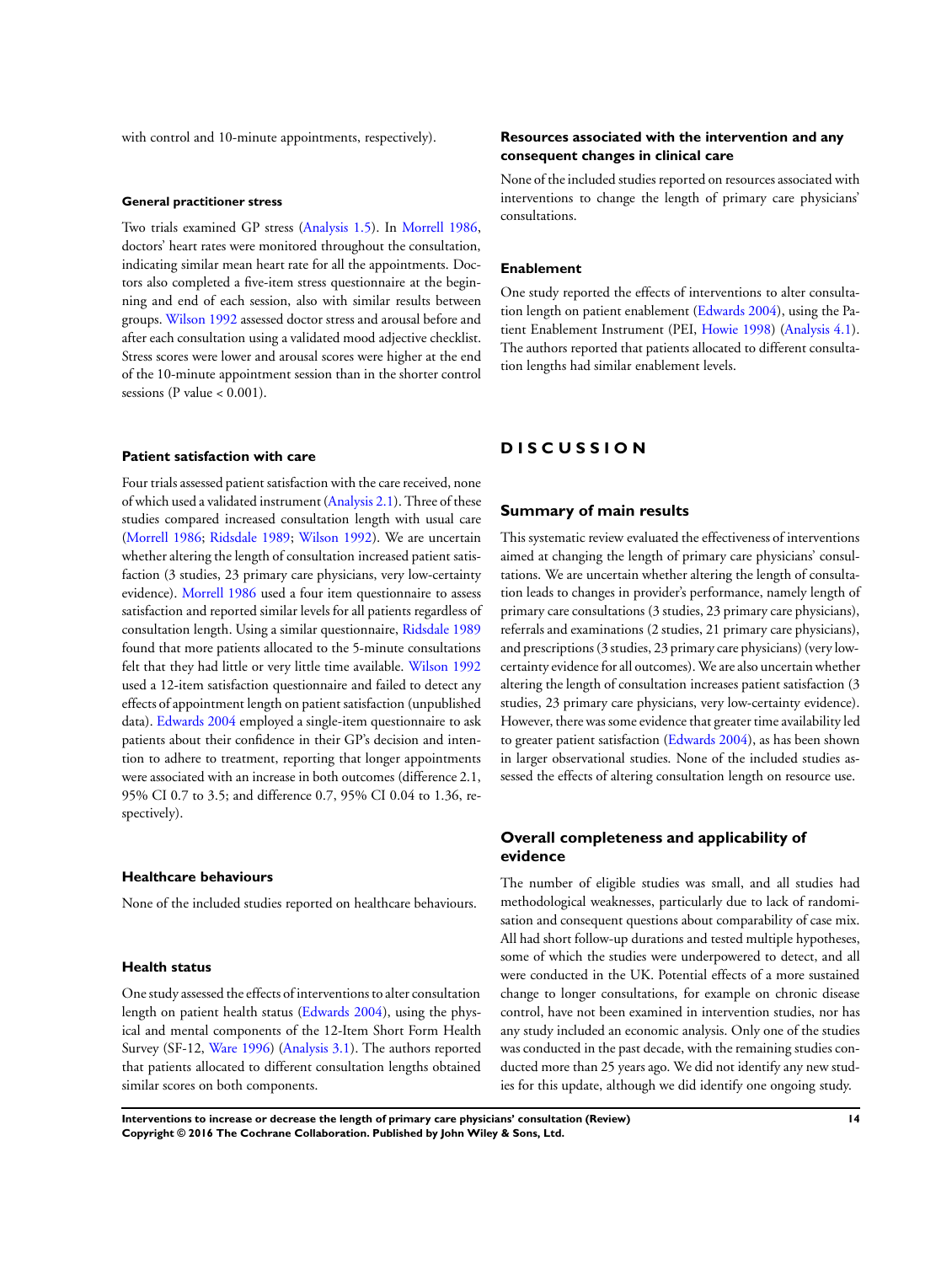with control and 10-minute appointments, respectively).

### General practitioner stress

Two trials examined GP stress (Analysis 1.5). In Morrell 1986, doctors' heart rates were monitored throughout the consultation, indicating similar mean heart rate for all the appointments. Doctors also completed a five-item stress questionnaire at the beginning and end of each session, also with similar results between groups. Wilson 1992 assessed doctor stress and arousal before and after each consultation using a validated mood adjective checklist. Stress scores were lower and arousal scores were higher at the end of the 10-minute appointment session than in the shorter control sessions (P value < 0.001).

### Patient satisfaction with care

Four trials assessed patient satisfaction with the care received, none of which used a validated instrument (Analysis 2.1). Three of these studies compared increased consultation length with usual care (Morrell 1986; Ridsdale 1989; Wilson 1992). We are uncertain whether altering the length of consultation increased patient satisfaction (3 studies, 23 primary care physicians, very low-certainty evidence). Morrell 1986 used a four item questionnaire to assess satisfaction and reported similar levels for all patients regardless of consultation length. Using a similar questionnaire, Ridsdale 1989 found that more patients allocated to the 5-minute consultations felt that they had little or very little time available. Wilson 1992 used a 12-item satisfaction questionnaire and failed to detect any effects of appointment length on patient satisfaction (unpublished data). Edwards 2004 employed a single-item questionnaire to ask patients about their confidence in their GP's decision and intention to adhere to treatment, reporting that longer appointments were associated with an increase in both outcomes (difference 2.1, 95% CI 0.7 to 3.5; and difference 0.7, 95% CI 0.04 to 1.36, respectively).

### Healthcare behaviours

None of the included studies reported on healthcare behaviours.

### Health status

One study assessed the effects of interventions to alter consultation length on patient health status (Edwards 2004), using the physical and mental components of the 12-Item Short Form Health Survey (SF-12, Ware 1996) (Analysis 3.1). The authors reported that patients allocated to different consultation lengths obtained similar scores on both components.

### Resources associated with the intervention and any consequent changes in clinical care

None of the included studies reported on resources associated with interventions to change the length of primary care physicians' consultations.

### Enablement

One study reported the effects of interventions to alter consultation length on patient enablement (Edwards 2004), using the Patient Enablement Instrument (PEI, Howie 1998) (Analysis 4.1). The authors reported that patients allocated to different consultation lengths had similar enablement levels.

# DISCUSSION

## Summary of main results

This systematic review evaluated the effectiveness of interventions aimed at changing the length of primary care physicians' consultations. We are uncertain whether altering the length of consultation leads to changes in provider's performance, namely length of primary care consultations (3 studies, 23 primary care physicians), referrals and examinations (2 studies, 21 primary care physicians), and prescriptions (3 studies, 23 primary care physicians) (very low-certainty evidence for all outcomes). We are also uncertain whether altering the length of consultation increases patient satisfaction (3 studies, 23 primary care physicians, very low-certainty evidence). However, there was some evidence that greater time availability led to greater patient satisfaction (Edwards 2004), as has been shown in larger observational studies. None of the included studies assessed the effects of altering consultation length on resource use.

## Overall completeness and applicability of evidence

The number of eligible studies was small, and all studies had methodological weaknesses, particularly due to lack of randomisation and consequent questions about comparability of case mix. All had short follow-up durations and tested multiple hypotheses, some of which the studies were underpowered to detect, and all were conducted in the UK. Potential effects of a more sustained change to longer consultations, for example on chronic disease control, have not been examined in intervention studies, nor has any study included an economic analysis. Only one of the studies was conducted in the past decade, with the remaining studies conducted more than 25 years ago. We did not identify any new studies for this update, although we did identify one ongoing study.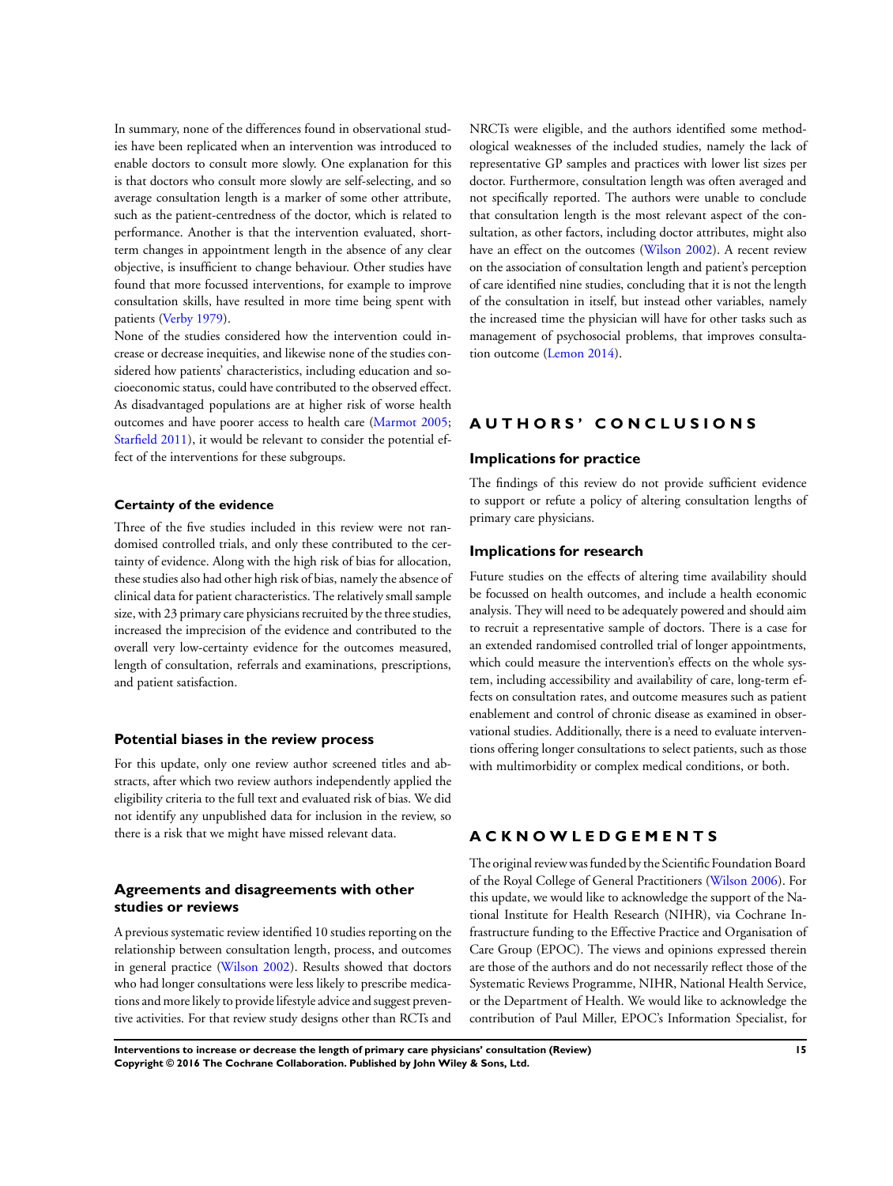In summary, none of the differences found in observational studies have been replicated when an intervention was introduced to enable doctors to consult more slowly. One explanation for this is that doctors who consult more slowly are self-selecting, and so average consultation length is a marker of some other attribute, such as the patient-centredness of the doctor, which is related to performance. Another is that the intervention evaluated, short-term changes in appointment length in the absence of any clear objective, is insufficient to change behaviour. Other studies have found that more focussed interventions, for example to improve consultation skills, have resulted in more time being spent with patients (Verby 1979).

None of the studies considered how the intervention could increase or decrease inequities, and likewise none of the studies considered how patients' characteristics, including education and socioeconomic status, could have contributed to the observed effect. As disadvantaged populations are at higher risk of worse health outcomes and have poorer access to health care (Marmot 2005; Starfield 2011), it would be relevant to consider the potential effect of the interventions for these subgroups.

### Certainty of the evidence

Three of the five studies included in this review were not randomised controlled trials, and only these contributed to the certainty of evidence. Along with the high risk of bias for allocation, these studies also had other high risk of bias, namely the absence of clinical data for patient characteristics. The relatively small sample size, with 23 primary care physicians recruited by the three studies, increased the imprecision of the evidence and contributed to the overall very low-certainty evidence for the outcomes measured, length of consultation, referrals and examinations, prescriptions, and patient satisfaction.

## Potential biases in the review process

For this update, only one review author screened titles and abstracts, after which two review authors independently applied the eligibility criteria to the full text and evaluated risk of bias. We did not identify any unpublished data for inclusion in the review, so there is a risk that we might have missed relevant data.

## Agreements and disagreements with other studies or reviews

A previous systematic review identified 10 studies reporting on the relationship between consultation length, process, and outcomes in general practice (Wilson 2002). Results showed that doctors who had longer consultations were less likely to prescribe medications and more likely to provide lifestyle advice and suggest preventive activities. For that review study designs other than RCTs and NRCTs were eligible, and the authors identified some methodological weaknesses of the included studies, namely the lack of representative GP samples and practices with lower list sizes per doctor. Furthermore, consultation length was often averaged and not specifically reported. The authors were unable to conclude that consultation length is the most relevant aspect of the consultation, as other factors, including doctor attributes, might also have an effect on the outcomes (Wilson 2002). A recent review on the association of consultation length and patient's perception of care identified nine studies, concluding that it is not the length of the consultation in itself, but instead other variables, namely the increased time the physician will have for other tasks such as management of psychosocial problems, that improves consultation outcome (Lemon 2014).

# AUTHORS' CONCLUSIONS

## Implications for practice

The findings of this review do not provide sufficient evidence to support or refute a policy of altering consultation lengths of primary care physicians.

## Implications for research

Future studies on the effects of altering time availability should be focussed on health outcomes, and include a health economic analysis. They will need to be adequately powered and should aim to recruit a representative sample of doctors. There is a case for an extended randomised controlled trial of longer appointments, which could measure the intervention's effects on the whole system, including accessibility and availability of care, long-term effects on consultation rates, and outcome measures such as patient enablement and control of chronic disease as examined in observational studies. Additionally, there is a need to evaluate interventions offering longer consultations to select patients, such as those with multimorbidity or complex medical conditions, or both.

# ACKNOWLEDGEMENTS

The original review was funded by the Scientific Foundation Board of the Royal College of General Practitioners (Wilson 2006). For this update, we would like to acknowledge the support of the National Institute for Health Research (NIHR), via Cochrane Infrastructure funding to the Effective Practice and Organisation of Care Group (EPOC). The views and opinions expressed therein are those of the authors and do not necessarily reflect those of the Systematic Reviews Programme, NIHR, National Health Service, or the Department of Health. We would like to acknowledge the contribution of Paul Miller, EPOC's Information Specialist, for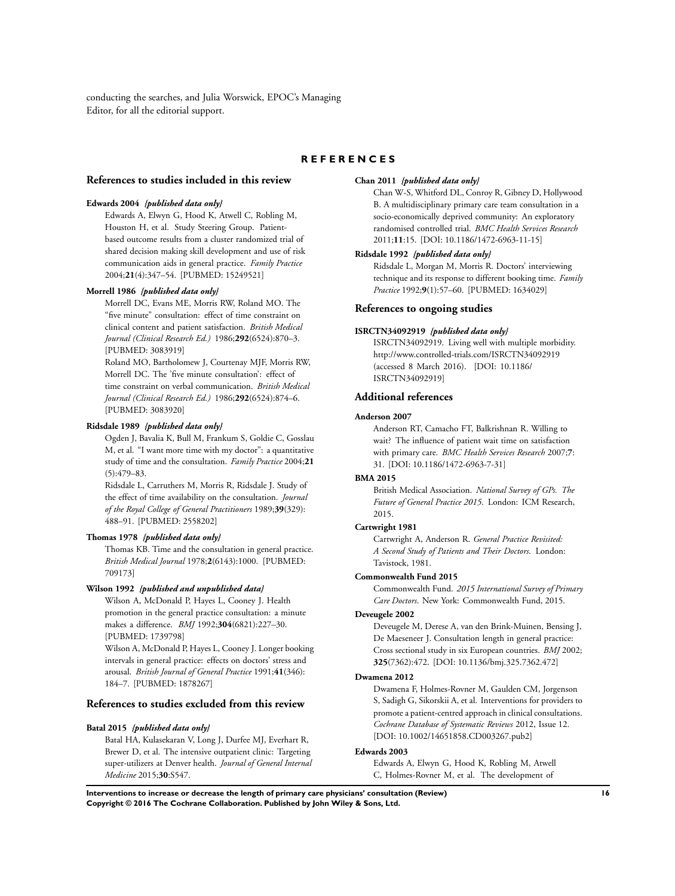conducting the searches, and Julia Worswick, EPOC's Managing Editor, for all the editorial support.

# REFERENCES

## References to studies included in this review

**Edwards 2004** *{published data only}*

Edwards A, Elwyn G, Hood K, Atwell C, Robling M, Houston H, et al. Study Steering Group. Patient-based outcome results from a cluster randomized trial of shared decision making skill development and use of risk communication aids in general practice. *Family Practice* 2004;**21**(4):347–54. [PUBMED: 15249521]

**Morrell 1986** *{published data only}*

Morrell DC, Evans ME, Morris RW, Roland MO. The "five minute" consultation: effect of time constraint on clinical content and patient satisfaction. *British Medical Journal (Clinical Research Ed.)* 1986;**292**(6524):870–3. [PUBMED: 3083919]

Roland MO, Bartholomew J, Courtenay MJF, Morris RW, Morrell DC. The 'five minute consultation': effect of time constraint on verbal communication. *British Medical Journal (Clinical Research Ed.)* 1986;**292**(6524):874–6. [PUBMED: 3083920]

**Ridsdale 1989** *{published data only}*

Ogden J, Bavalia K, Bull M, Frankum S, Goldie C, Gosslau M, et al. "I want more time with my doctor": a quantitative study of time and the consultation. *Family Practice* 2004;**21** (5):479–83.

Ridsdale L, Carruthers M, Morris R, Ridsdale J. Study of the effect of time availability on the consultation. *Journal of the Royal College of General Practitioners* 1989;**39**(329): 488–91. [PUBMED: 2558202]

**Thomas 1978** *{published data only}*

Thomas KB. Time and the consultation in general practice. *British Medical Journal* 1978;**2**(6143):1000. [PUBMED: 709173]

**Wilson 1992** *{published and unpublished data}*

Wilson A, McDonald P, Hayes L, Cooney J. Health promotion in the general practice consultation: a minute makes a difference. *BMJ* 1992;**304**(6821):227–30. [PUBMED: 1739798]

Wilson A, McDonald P, Hayes L, Cooney J. Longer booking intervals in general practice: effects on doctors' stress and arousal. *British Journal of General Practice* 1991;**41**(346): 184–7. [PUBMED: 1878267]

## References to studies excluded from this review

**Batal 2015** *{published data only}*

Batal HA, Kulasekaran V, Long J, Durfee MJ, Everhart R, Brewer D, et al. The intensive outpatient clinic: Targeting super-utilizers at Denver health. *Journal of General Internal Medicine* 2015;**30**:S547.

**Chan 2011** *{published data only}*

Chan W-S, Whitford DL, Conroy R, Gibney D, Hollywood B. A multidisciplinary primary care team consultation in a socio-economically deprived community: An exploratory randomised controlled trial. *BMC Health Services Research* 2011;**11**:15. [DOI: 10.1186/1472-6963-11-15]

**Ridsdale 1992** *{published data only}*

Ridsdale L, Morgan M, Morris R. Doctors' interviewing technique and its response to different booking time. *Family Practice* 1992;**9**(1):57–60. [PUBMED: 1634029]

## References to ongoing studies

**ISRCTN34092919** *{published data only}*

ISRCTN34092919. Living well with multiple morbidity. http://www.controlled-trials.com/ISRCTN34092919 (accessed 8 March 2016). [DOI: 10.1186/ISRCTN34092919]

## Additional references

**Anderson 2007**

Anderson RT, Camacho FT, Balkrishnan R. Willing to wait? The influence of patient wait time on satisfaction with primary care. *BMC Health Services Research* 2007;**7**: 31. [DOI: 10.1186/1472-6963-7-31]

**BMA 2015**

British Medical Association. *National Survey of GPs. The Future of General Practice 2015*. London: ICM Research, 2015.

**Cartwright 1981**

Cartwright A, Anderson R. *General Practice Revisited: A Second Study of Patients and Their Doctors*. London: Tavistock, 1981.

**Commonwealth Fund 2015**

Commonwealth Fund. *2015 International Survey of Primary Care Doctors*. New York: Commonwealth Fund, 2015.

**Deveugele 2002**

Deveugele M, Derese A, van den Brink-Muinen, Bensing J, De Maeseneer J. Consultation length in general practice: Cross sectional study in six European countries. *BMJ* 2002; **325**(7362):472. [DOI: 10.1136/bmj.325.7362.472]

**Dwamena 2012**

Dwamena F, Holmes-Rovner M, Gaulden CM, Jorgenson S, Sadigh G, Sikorskii A, et al. Interventions for providers to promote a patient-centred approach in clinical consultations. *Cochrane Database of Systematic Reviews* 2012, Issue 12. [DOI: 10.1002/14651858.CD003267.pub2]

**Edwards 2003**

Edwards A, Elwyn G, Hood K, Robling M, Atwell C, Holmes-Rovner M, et al. The development of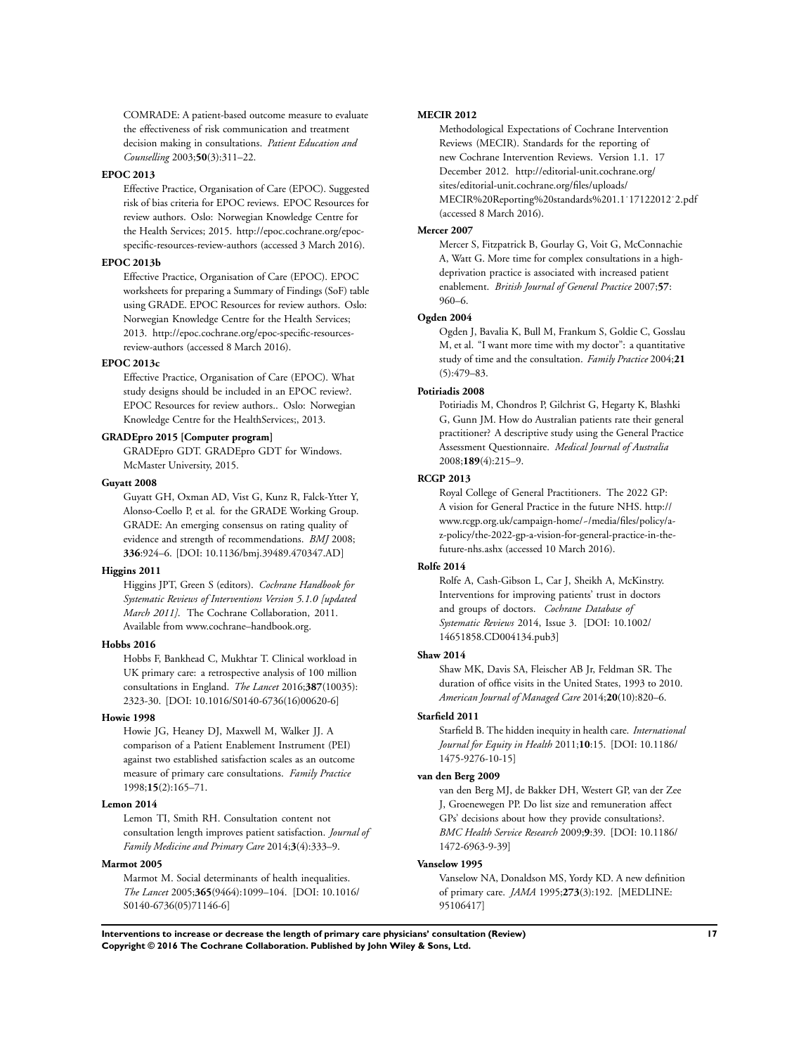COMRADE: A patient-based outcome measure to evaluate the effectiveness of risk communication and treatment decision making in consultations. *Patient Education and Counselling* 2003;**50**(3):311–22.

**EPOC 2013**

Effective Practice, Organisation of Care (EPOC). Suggested risk of bias criteria for EPOC reviews. EPOC Resources for review authors. Oslo: Norwegian Knowledge Centre for the Health Services; 2015. http://epoc.cochrane.org/epoc-specific-resources-review-authors (accessed 3 March 2016).

**EPOC 2013b**

Effective Practice, Organisation of Care (EPOC). EPOC worksheets for preparing a Summary of Findings (SoF) table using GRADE. EPOC Resources for review authors. Oslo: Norwegian Knowledge Centre for the Health Services; 2013. http://epoc.cochrane.org/epoc-specific-resources-review-authors (accessed 8 March 2016).

**EPOC 2013c**

Effective Practice, Organisation of Care (EPOC). What study designs should be included in an EPOC review?. EPOC Resources for review authors.. Oslo: Norwegian Knowledge Centre for the HealthServices;, 2013.

**GRADEpro 2015 [Computer program]**

GRADEpro GDT. GRADEpro GDT for Windows. McMaster University, 2015.

**Guyatt 2008**

Guyatt GH, Oxman AD, Vist G, Kunz R, Falck-Ytter Y, Alonso-Coello P, et al. for the GRADE Working Group. GRADE: An emerging consensus on rating quality of evidence and strength of recommendations. *BMJ* 2008; **336**:924–6. [DOI: 10.1136/bmj.39489.470347.AD]

**Higgins 2011**

Higgins JPT, Green S (editors). *Cochrane Handbook for Systematic Reviews of Interventions Version 5.1.0 [updated March 2011]*. The Cochrane Collaboration, 2011. Available from www.cochrane–handbook.org.

**Hobbs 2016**

Hobbs F, Bankhead C, Mukhtar T. Clinical workload in UK primary care: a retrospective analysis of 100 million consultations in England. *The Lancet* 2016;**387**(10035): 2323-30. [DOI: 10.1016/S0140-6736(16)00620-6]

**Howie 1998**

Howie JG, Heaney DJ, Maxwell M, Walker JJ. A comparison of a Patient Enablement Instrument (PEI) against two established satisfaction scales as an outcome measure of primary care consultations. *Family Practice* 1998;**15**(2):165–71.

**Lemon 2014**

Lemon TI, Smith RH. Consultation content not consultation length improves patient satisfaction. *Journal of Family Medicine and Primary Care* 2014;**3**(4):333–9.

**Marmot 2005**

Marmot M. Social determinants of health inequalities. *The Lancet* 2005;**365**(9464):1099–104. [DOI: 10.1016/S0140-6736(05)71146-6]

**MECIR 2012**

Methodological Expectations of Cochrane Intervention Reviews (MECIR). Standards for the reporting of new Cochrane Intervention Reviews. Version 1.1. 17 December 2012. http://editorial-unit.cochrane.org/sites/editorial-unit.cochrane.org/files/uploads/MECIR%20Reporting%20standards%201.1˙17122012˙2.pdf (accessed 8 March 2016).

**Mercer 2007**

Mercer S, Fitzpatrick B, Gourlay G, Voit G, McConnachie A, Watt G. More time for complex consultations in a high-deprivation practice is associated with increased patient enablement. *British Journal of General Practice* 2007;**57**: 960–6.

**Ogden 2004**

Ogden J, Bavalia K, Bull M, Frankum S, Goldie C, Gosslau M, et al. "I want more time with my doctor": a quantitative study of time and the consultation. *Family Practice* 2004;**21** (5):479–83.

**Potiriadis 2008**

Potiriadis M, Chondros P, Gilchrist G, Hegarty K, Blashki G, Gunn JM. How do Australian patients rate their general practitioner? A descriptive study using the General Practice Assessment Questionnaire. *Medical Journal of Australia* 2008;**189**(4):215–9.

**RCGP 2013**

Royal College of General Practitioners. The 2022 GP: A vision for General Practice in the future NHS. http://www.rcgp.org.uk/campaign-home/~/media/files/policy/a-z-policy/the-2022-gp-a-vision-for-general-practice-in-the-future-nhs.ashx (accessed 10 March 2016).

**Rolfe 2014**

Rolfe A, Cash-Gibson L, Car J, Sheikh A, McKinstry. Interventions for improving patients' trust in doctors and groups of doctors. *Cochrane Database of Systematic Reviews* 2014, Issue 3. [DOI: 10.1002/14651858.CD004134.pub3]

**Shaw 2014**

Shaw MK, Davis SA, Fleischer AB Jr, Feldman SR. The duration of office visits in the United States, 1993 to 2010. *American Journal of Managed Care* 2014;**20**(10):820–6.

**Starfield 2011**

Starfield B. The hidden inequity in health care. *International Journal for Equity in Health* 2011;**10**:15. [DOI: 10.1186/1475-9276-10-15]

**van den Berg 2009**

van den Berg MJ, de Bakker DH, Westert GP, van der Zee J, Groenewegen PP. Do list size and remuneration affect GPs' decisions about how they provide consultations?. *BMC Health Service Research* 2009;**9**:39. [DOI: 10.1186/1472-6963-9-39]

**Vanselow 1995**

Vanselow NA, Donaldson MS, Yordy KD. A new definition of primary care. *JAMA* 1995;**273**(3):192. [MEDLINE: 95106417]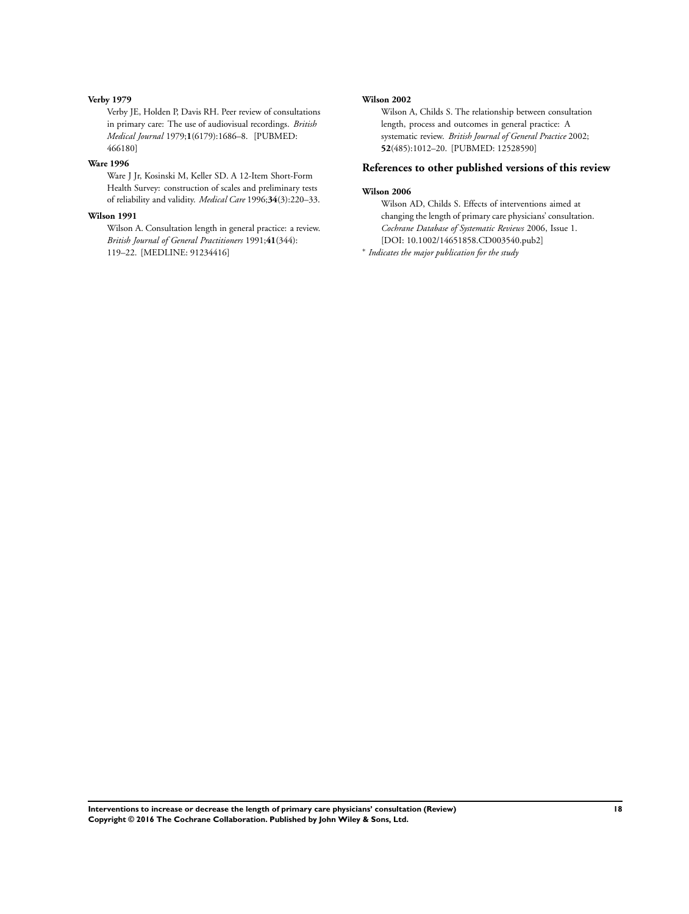**Verby 1979**

Verby JE, Holden P, Davis RH. Peer review of consultations in primary care: The use of audiovisual recordings. *British Medical Journal* 1979;**1**(6179):1686–8. [PUBMED: 466180]

**Ware 1996**

Ware J Jr, Kosinski M, Keller SD. A 12-Item Short-Form Health Survey: construction of scales and preliminary tests of reliability and validity. *Medical Care* 1996;**34**(3):220–33.

**Wilson 1991**

Wilson A. Consultation length in general practice: a review. *British Journal of General Practitioners* 1991;**41**(344): 119–22. [MEDLINE: 91234416]

**Wilson 2002**

Wilson A, Childs S. The relationship between consultation length, process and outcomes in general practice: A systematic review. *British Journal of General Practice* 2002; **52**(485):1012–20. [PUBMED: 12528590]

## References to other published versions of this review

**Wilson 2006**

Wilson AD, Childs S. Effects of interventions aimed at changing the length of primary care physicians' consultation. *Cochrane Database of Systematic Reviews* 2006, Issue 1. [DOI: 10.1002/14651858.CD003540.pub2]

\* *Indicates the major publication for the study*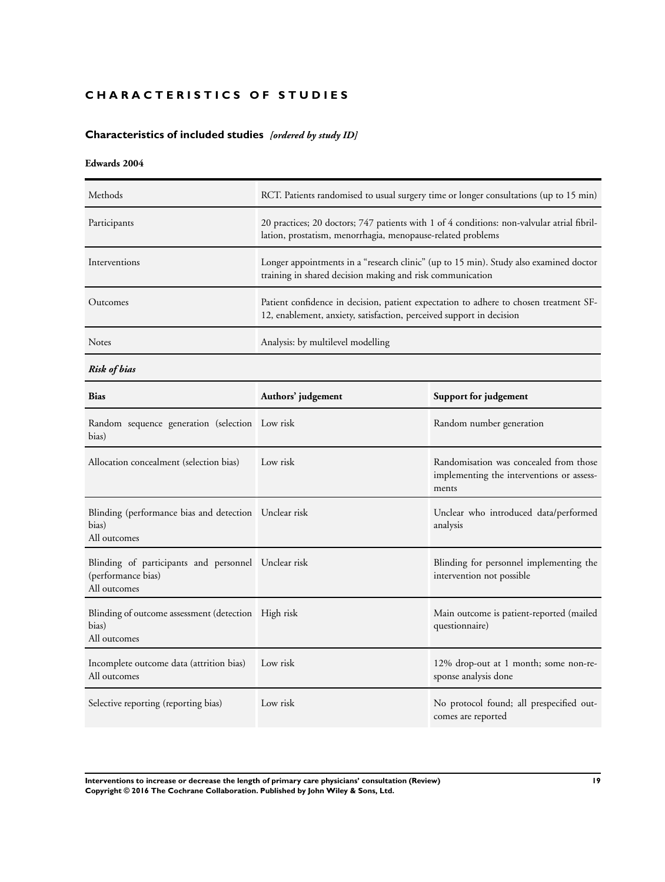# CHARACTERISTICS OF STUDIES

## Characteristics of included studies *[ordered by study ID]*

### Edwards 2004

| | |
|---|---|
| Methods | RCT. Patients randomised to usual surgery time or longer consultations (up to 15 min) |
| Participants | 20 practices; 20 doctors; 747 patients with 1 of 4 conditions: non-valvular atrial fibrillation, prostatism, menorrhagia, menopause-related problems |
| Interventions | Longer appointments in a "research clinic" (up to 15 min). Study also examined doctor training in shared decision making and risk communication |
| Outcomes | Patient confidence in decision, patient expectation to adhere to chosen treatment SF-12, enablement, anxiety, satisfaction, perceived support in decision |
| Notes | Analysis: by multilevel modelling |

***Risk of bias***

| Bias | Authors' judgement | Support for judgement |
|---|---|---|
| Random sequence generation (selection bias) | Low risk | Random number generation |
| Allocation concealment (selection bias) | Low risk | Randomisation was concealed from those implementing the interventions or assessments |
| Blinding (performance bias and detection bias)<br>All outcomes | Unclear risk | Unclear who introduced data/performed analysis |
| Blinding of participants and personnel (performance bias)<br>All outcomes | Unclear risk | Blinding for personnel implementing the intervention not possible |
| Blinding of outcome assessment (detection bias)<br>All outcomes | High risk | Main outcome is patient-reported (mailed questionnaire) |
| Incomplete outcome data (attrition bias)<br>All outcomes | Low risk | 12% drop-out at 1 month; some non-response analysis done |
| Selective reporting (reporting bias) | Low risk | No protocol found; all prespecified outcomes are reported |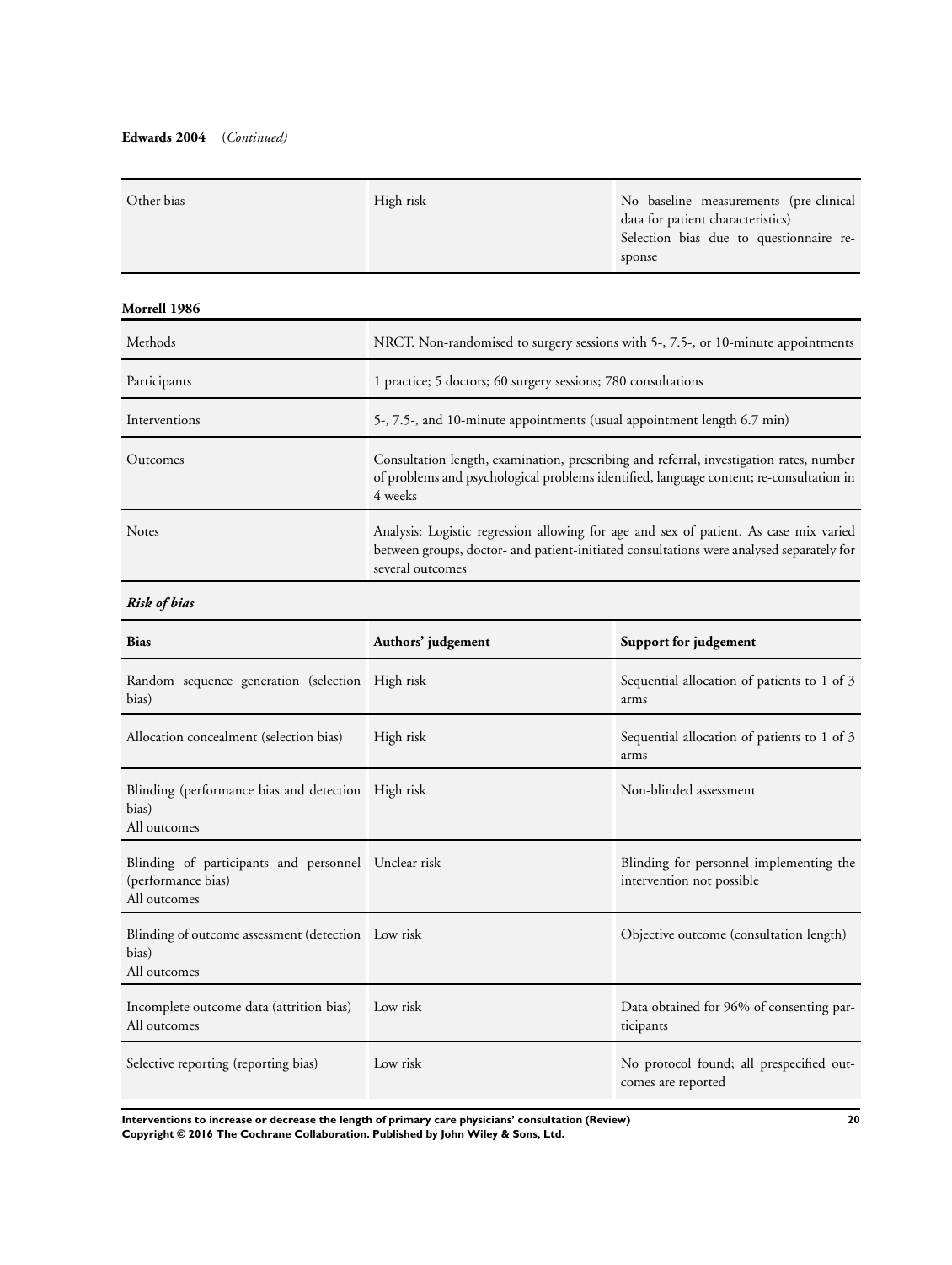**Edwards 2004** (*Continued*)

| | | |
|---|---|---|
| Other bias | High risk | No baseline measurements (pre-clinical data for patient characteristics)<br>Selection bias due to questionnaire response |

**Morrell 1986**

| | |
|---|---|
| Methods | NRCT. Non-randomised to surgery sessions with 5-, 7.5-, or 10-minute appointments |
| Participants | 1 practice; 5 doctors; 60 surgery sessions; 780 consultations |
| Interventions | 5-, 7.5-, and 10-minute appointments (usual appointment length 6.7 min) |
| Outcomes | Consultation length, examination, prescribing and referral, investigation rates, number of problems and psychological problems identified, language content; re-consultation in 4 weeks |
| Notes | Analysis: Logistic regression allowing for age and sex of patient. As case mix varied between groups, doctor- and patient-initiated consultations were analysed separately for several outcomes |

***Risk of bias***

| Bias | Authors' judgement | Support for judgement |
|---|---|---|
| Random sequence generation (selection bias) | High risk | Sequential allocation of patients to 1 of 3 arms |
| Allocation concealment (selection bias) | High risk | Sequential allocation of patients to 1 of 3 arms |
| Blinding (performance bias and detection bias)<br>All outcomes | High risk | Non-blinded assessment |
| Blinding of participants and personnel (performance bias)<br>All outcomes | Unclear risk | Blinding for personnel implementing the intervention not possible |
| Blinding of outcome assessment (detection bias)<br>All outcomes | Low risk | Objective outcome (consultation length) |
| Incomplete outcome data (attrition bias)<br>All outcomes | Low risk | Data obtained for 96% of consenting participants |
| Selective reporting (reporting bias) | Low risk | No protocol found; all prespecified outcomes are reported |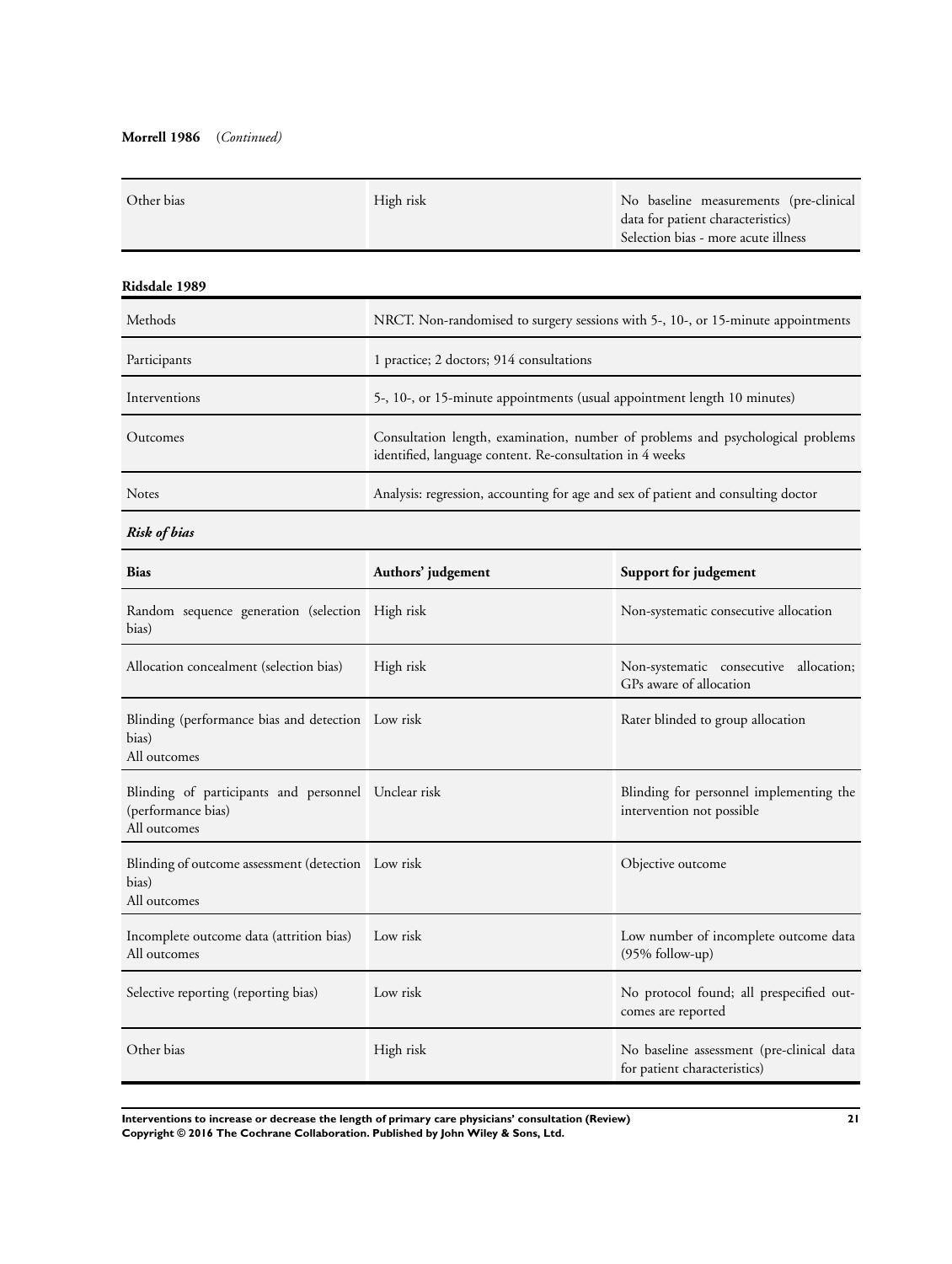**Morrell 1986** (*Continued*)

| | | |
|---|---|---|
| Other bias | High risk | No baseline measurements (pre-clinical data for patient characteristics)<br>Selection bias - more acute illness |

**Ridsdale 1989**

| | |
|---|---|
| Methods | NRCT. Non-randomised to surgery sessions with 5-, 10-, or 15-minute appointments |
| Participants | 1 practice; 2 doctors; 914 consultations |
| Interventions | 5-, 10-, or 15-minute appointments (usual appointment length 10 minutes) |
| Outcomes | Consultation length, examination, number of problems and psychological problems identified, language content. Re-consultation in 4 weeks |
| Notes | Analysis: regression, accounting for age and sex of patient and consulting doctor |

***Risk of bias***

| Bias | Authors' judgement | Support for judgement |
|---|---|---|
| Random sequence generation (selection bias) | High risk | Non-systematic consecutive allocation |
| Allocation concealment (selection bias) | High risk | Non-systematic consecutive allocation; GPs aware of allocation |
| Blinding (performance bias and detection bias)<br>All outcomes | Low risk | Rater blinded to group allocation |
| Blinding of participants and personnel (performance bias)<br>All outcomes | Unclear risk | Blinding for personnel implementing the intervention not possible |
| Blinding of outcome assessment (detection bias)<br>All outcomes | Low risk | Objective outcome |
| Incomplete outcome data (attrition bias)<br>All outcomes | Low risk | Low number of incomplete outcome data (95% follow-up) |
| Selective reporting (reporting bias) | Low risk | No protocol found; all prespecified outcomes are reported |
| Other bias | High risk | No baseline assessment (pre-clinical data for patient characteristics) |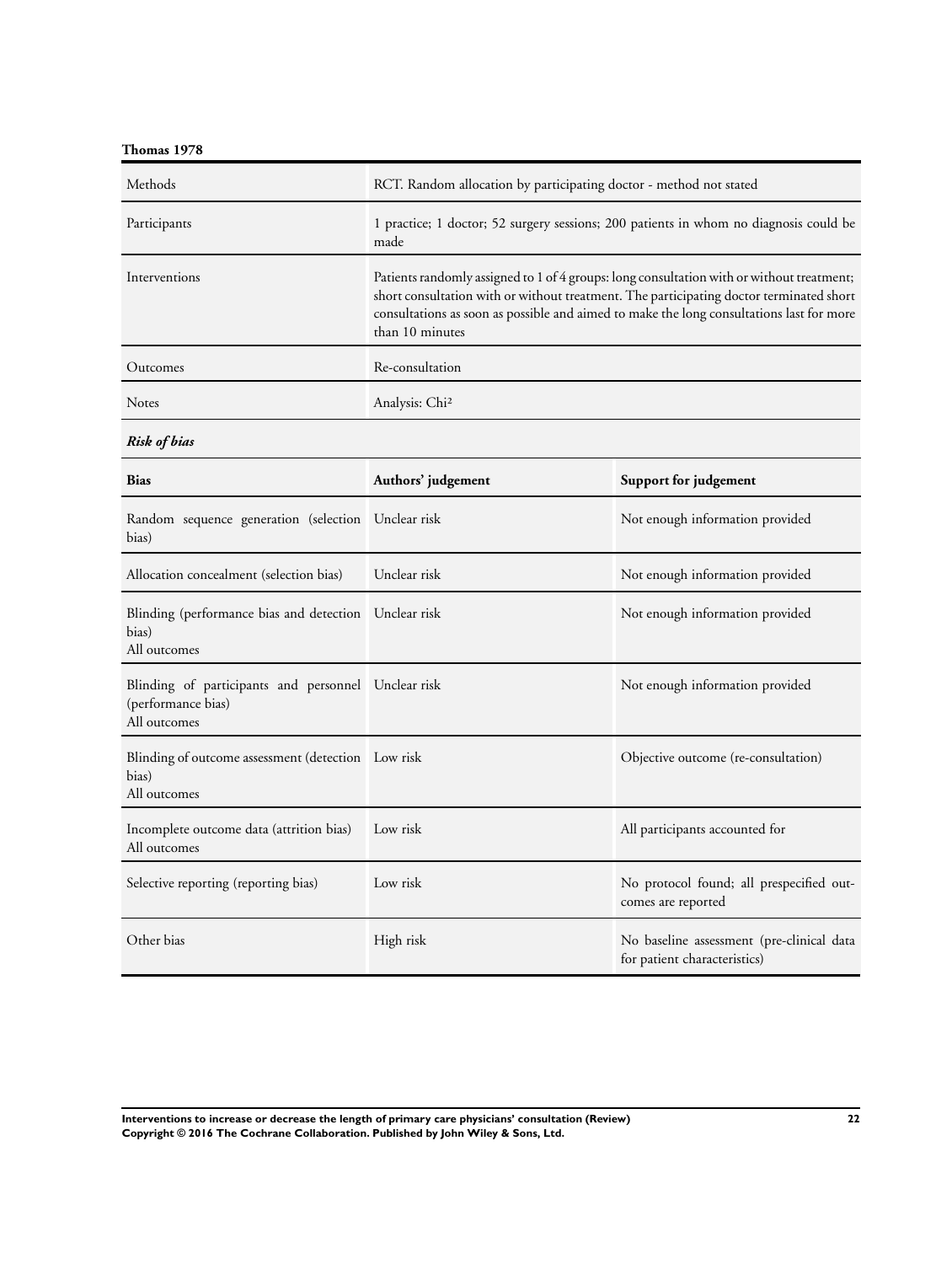**Thomas 1978**

| | |
|---|---|
| Methods | RCT. Random allocation by participating doctor - method not stated |
| Participants | 1 practice; 1 doctor; 52 surgery sessions; 200 patients in whom no diagnosis could be made |
| Interventions | Patients randomly assigned to 1 of 4 groups: long consultation with or without treatment; short consultation with or without treatment. The participating doctor terminated short consultations as soon as possible and aimed to make the long consultations last for more than 10 minutes |
| Outcomes | Re-consultation |
| Notes | Analysis: Chi² |

***Risk of bias***

| Bias | Authors' judgement | Support for judgement |
|---|---|---|
| Random sequence generation (selection bias) | Unclear risk | Not enough information provided |
| Allocation concealment (selection bias) | Unclear risk | Not enough information provided |
| Blinding (performance bias and detection bias)<br>All outcomes | Unclear risk | Not enough information provided |
| Blinding of participants and personnel (performance bias)<br>All outcomes | Unclear risk | Not enough information provided |
| Blinding of outcome assessment (detection bias)<br>All outcomes | Low risk | Objective outcome (re-consultation) |
| Incomplete outcome data (attrition bias)<br>All outcomes | Low risk | All participants accounted for |
| Selective reporting (reporting bias) | Low risk | No protocol found; all prespecified outcomes are reported |
| Other bias | High risk | No baseline assessment (pre-clinical data for patient characteristics) |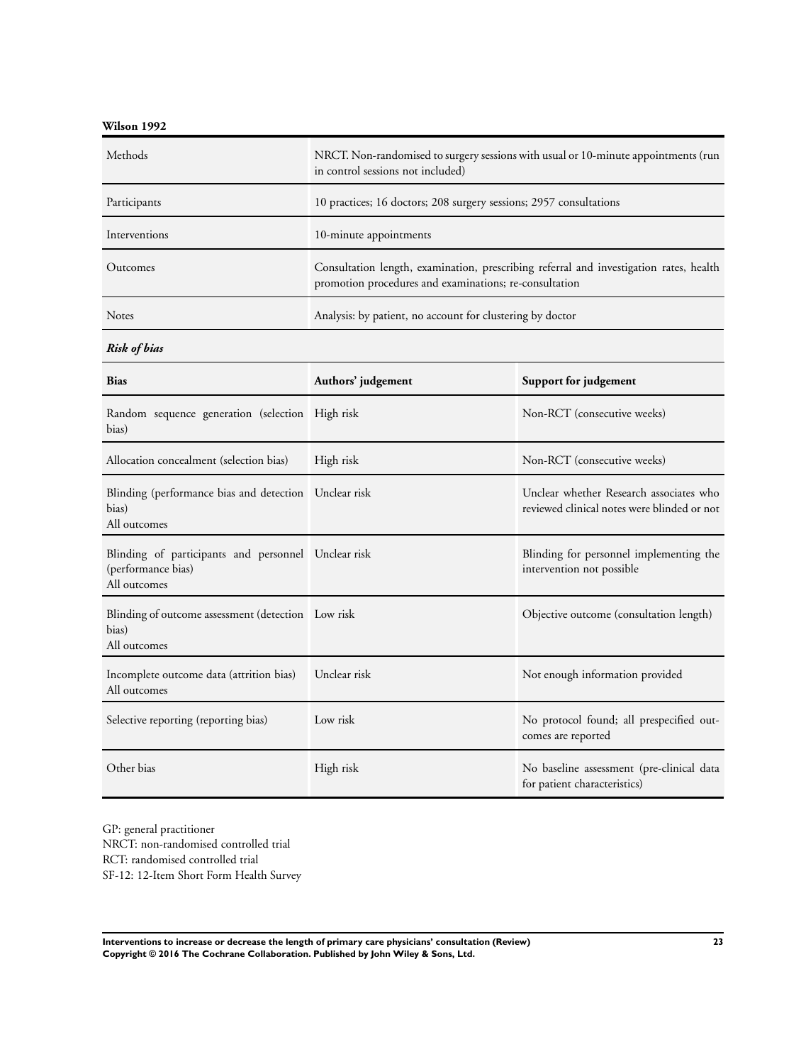**Wilson 1992**

| Methods | NRCT. Non-randomised to surgery sessions with usual or 10-minute appointments (run in control sessions not included) |
|---|---|
| Participants | 10 practices; 16 doctors; 208 surgery sessions; 2957 consultations |
| Interventions | 10-minute appointments |
| Outcomes | Consultation length, examination, prescribing referral and investigation rates, health promotion procedures and examinations; re-consultation |
| Notes | Analysis: by patient, no account for clustering by doctor |

***Risk of bias***

| Bias | Authors' judgement | Support for judgement |
|---|---|---|
| Random sequence generation (selection bias) | High risk | Non-RCT (consecutive weeks) |
| Allocation concealment (selection bias) | High risk | Non-RCT (consecutive weeks) |
| Blinding (performance bias and detection bias) All outcomes | Unclear risk | Unclear whether Research associates who reviewed clinical notes were blinded or not |
| Blinding of participants and personnel (performance bias) All outcomes | Unclear risk | Blinding for personnel implementing the intervention not possible |
| Blinding of outcome assessment (detection bias) All outcomes | Low risk | Objective outcome (consultation length) |
| Incomplete outcome data (attrition bias) All outcomes | Unclear risk | Not enough information provided |
| Selective reporting (reporting bias) | Low risk | No protocol found; all prespecified outcomes are reported |
| Other bias | High risk | No baseline assessment (pre-clinical data for patient characteristics) |

GP: general practitioner
NRCT: non-randomised controlled trial
RCT: randomised controlled trial
SF-12: 12-Item Short Form Health Survey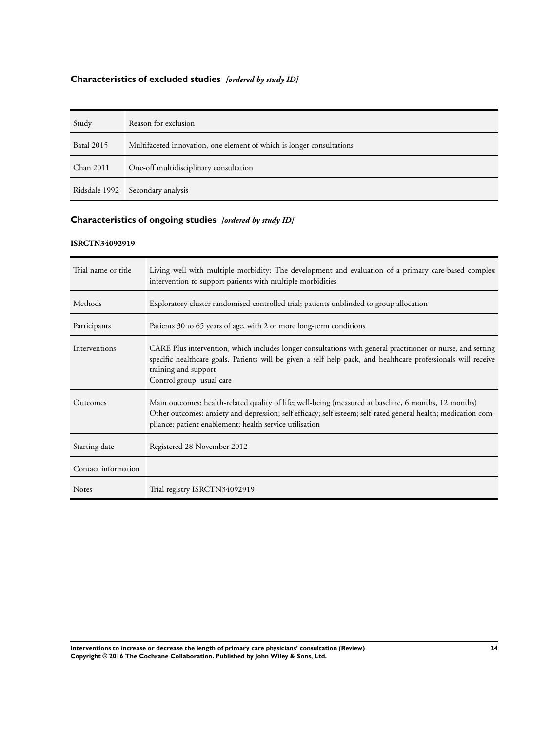## Characteristics of excluded studies *[ordered by study ID]*

| Study | Reason for exclusion |
|---|---|
| Batal 2015 | Multifaceted innovation, one element of which is longer consultations |
| Chan 2011 | One-off multidisciplinary consultation |
| Ridsdale 1992 | Secondary analysis |

## Characteristics of ongoing studies *[ordered by study ID]*

**ISRCTN34092919**

| | |
|---|---|
| Trial name or title | Living well with multiple morbidity: The development and evaluation of a primary care-based complex intervention to support patients with multiple morbidities |
| Methods | Exploratory cluster randomised controlled trial; patients unblinded to group allocation |
| Participants | Patients 30 to 65 years of age, with 2 or more long-term conditions |
| Interventions | CARE Plus intervention, which includes longer consultations with general practitioner or nurse, and setting specific healthcare goals. Patients will be given a self help pack, and healthcare professionals will receive training and support<br>Control group: usual care |
| Outcomes | Main outcomes: health-related quality of life; well-being (measured at baseline, 6 months, 12 months)<br>Other outcomes: anxiety and depression; self efficacy; self esteem; self-rated general health; medication compliance; patient enablement; health service utilisation |
| Starting date | Registered 28 November 2012 |
| Contact information | |
| Notes | Trial registry ISRCTN34092919 |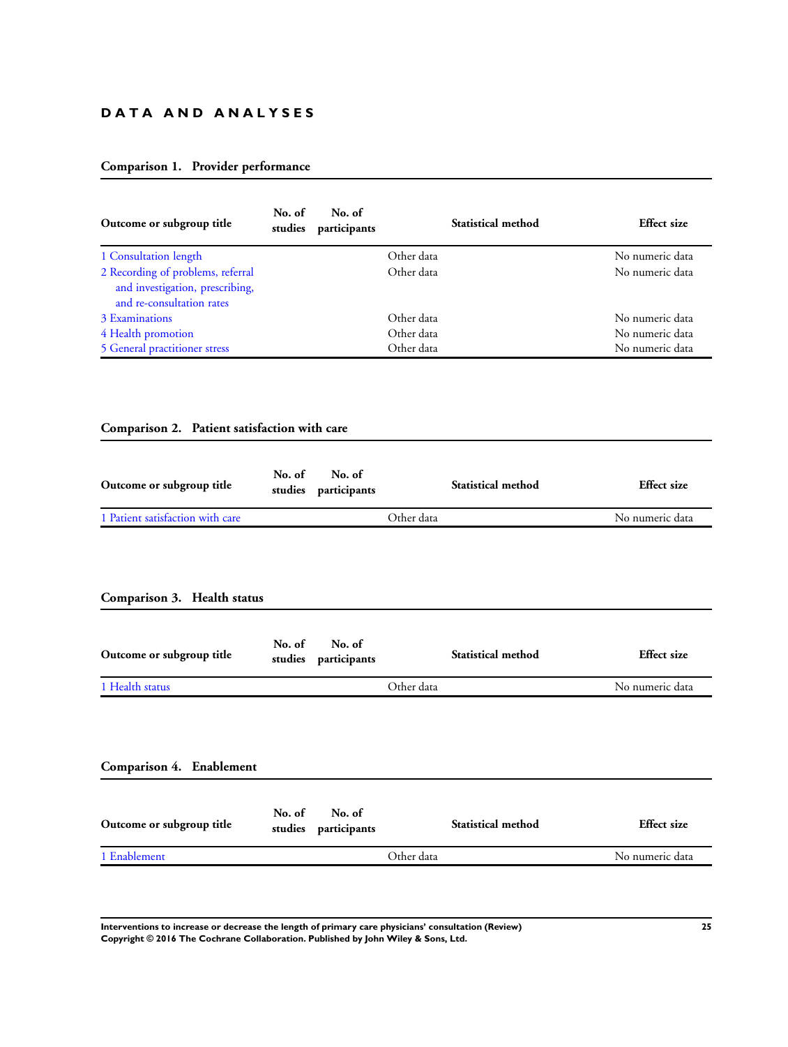# DATA AND ANALYSES

### Comparison 1. Provider performance

| Outcome or subgroup title | No. of studies | No. of participants | Statistical method | Effect size |
|---|---|---|---|---|
| 1 Consultation length | | | Other data | No numeric data |
| 2 Recording of problems, referral and investigation, prescribing, and re-consultation rates | | | Other data | No numeric data |
| 3 Examinations | | | Other data | No numeric data |
| 4 Health promotion | | | Other data | No numeric data |
| 5 General practitioner stress | | | Other data | No numeric data |

### Comparison 2. Patient satisfaction with care

| Outcome or subgroup title | No. of studies | No. of participants | Statistical method | Effect size |
|---|---|---|---|---|
| 1 Patient satisfaction with care | | | Other data | No numeric data |

### Comparison 3. Health status

| Outcome or subgroup title | No. of studies | No. of participants | Statistical method | Effect size |
|---|---|---|---|---|
| 1 Health status | | | Other data | No numeric data |

### Comparison 4. Enablement

| Outcome or subgroup title | No. of studies | No. of participants | Statistical method | Effect size |
|---|---|---|---|---|
| 1 Enablement | | | Other data | No numeric data |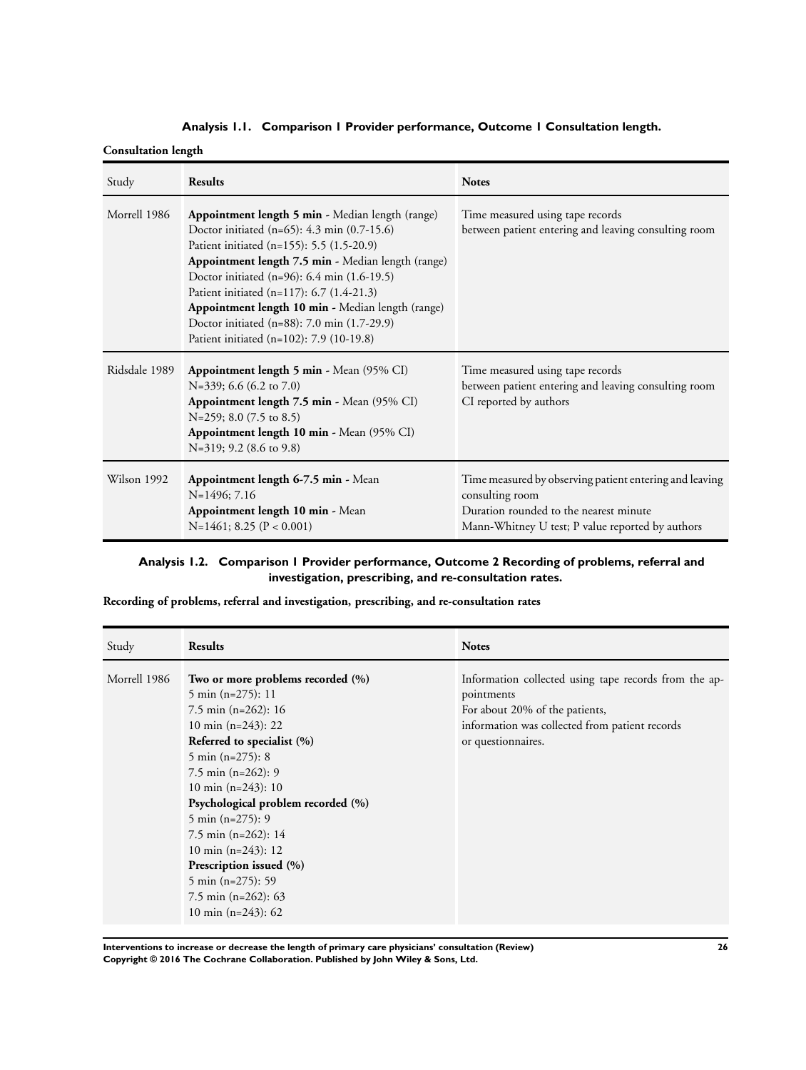### Analysis 1.1. Comparison 1 Provider performance, Outcome 1 Consultation length.

**Consultation length**

| Study | Results | Notes |
|---|---|---|
| Morrell 1986 | **Appointment length 5 min** - Median length (range)<br>Doctor initiated (n=65): 4.3 min (0.7-15.6)<br>Patient initiated (n=155): 5.5 (1.5-20.9)<br>**Appointment length 7.5 min** - Median length (range)<br>Doctor initiated (n=96): 6.4 min (1.6-19.5)<br>Patient initiated (n=117): 6.7 (1.4-21.3)<br>**Appointment length 10 min** - Median length (range)<br>Doctor initiated (n=88): 7.0 min (1.7-29.9)<br>Patient initiated (n=102): 7.9 (10-19.8) | Time measured using tape records between patient entering and leaving consulting room |
| Ridsdale 1989 | **Appointment length 5 min** - Mean (95% CI)<br>N=339; 6.6 (6.2 to 7.0)<br>**Appointment length 7.5 min** - Mean (95% CI)<br>N=259; 8.0 (7.5 to 8.5)<br>**Appointment length 10 min** - Mean (95% CI)<br>N=319; 9.2 (8.6 to 9.8) | Time measured using tape records between patient entering and leaving consulting room<br>CI reported by authors |
| Wilson 1992 | **Appointment length 6-7.5 min** - Mean<br>N=1496; 7.16<br>**Appointment length 10 min** - Mean<br>N=1461; 8.25 (P < 0.001) | Time measured by observing patient entering and leaving consulting room<br>Duration rounded to the nearest minute<br>Mann-Whitney U test; P value reported by authors |

### Analysis 1.2. Comparison 1 Provider performance, Outcome 2 Recording of problems, referral and investigation, prescribing, and re-consultation rates.

**Recording of problems, referral and investigation, prescribing, and re-consultation rates**

| Study | Results | Notes |
|---|---|---|
| Morrell 1986 | **Two or more problems recorded (%)**<br>5 min (n=275): 11<br>7.5 min (n=262): 16<br>10 min (n=243): 22<br>**Referred to specialist (%)**<br>5 min (n=275): 8<br>7.5 min (n=262): 9<br>10 min (n=243): 10<br>**Psychological problem recorded (%)**<br>5 min (n=275): 9<br>7.5 min (n=262): 14<br>10 min (n=243): 12<br>**Prescription issued (%)**<br>5 min (n=275): 59<br>7.5 min (n=262): 63<br>10 min (n=243): 62 | Information collected using tape records from the appointments<br>For about 20% of the patients, information was collected from patient records or questionnaires. |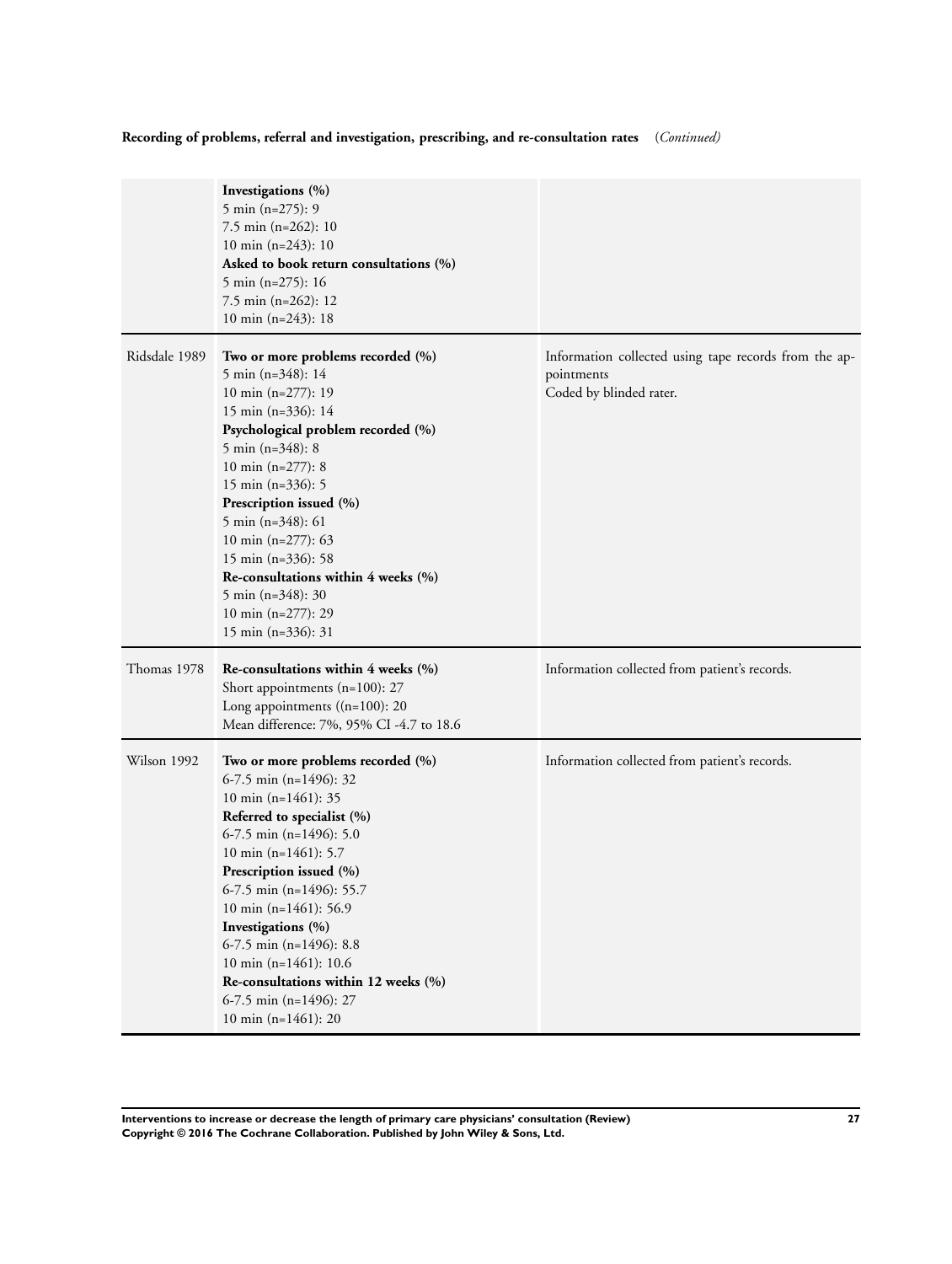**Recording of problems, referral and investigation, prescribing, and re-consultation rates** *(Continued)*

| | | |
|---|---|---|
| | **Investigations (%)**<br>5 min (n=275): 9<br>7.5 min (n=262): 10<br>10 min (n=243): 10<br>**Asked to book return consultations (%)**<br>5 min (n=275): 16<br>7.5 min (n=262): 12<br>10 min (n=243): 18 | |
| Ridsdale 1989 | **Two or more problems recorded (%)**<br>5 min (n=348): 14<br>10 min (n=277): 19<br>15 min (n=336): 14<br>**Psychological problem recorded (%)**<br>5 min (n=348): 8<br>10 min (n=277): 8<br>15 min (n=336): 5<br>**Prescription issued (%)**<br>5 min (n=348): 61<br>10 min (n=277): 63<br>15 min (n=336): 58<br>**Re-consultations within 4 weeks (%)**<br>5 min (n=348): 30<br>10 min (n=277): 29<br>15 min (n=336): 31 | Information collected using tape records from the appointments<br>Coded by blinded rater. |
| Thomas 1978 | **Re-consultations within 4 weeks (%)**<br>Short appointments (n=100): 27<br>Long appointments ((n=100): 20<br>Mean difference: 7%, 95% CI -4.7 to 18.6 | Information collected from patient's records. |
| Wilson 1992 | **Two or more problems recorded (%)**<br>6-7.5 min (n=1496): 32<br>10 min (n=1461): 35<br>**Referred to specialist (%)**<br>6-7.5 min (n=1496): 5.0<br>10 min (n=1461): 5.7<br>**Prescription issued (%)**<br>6-7.5 min (n=1496): 55.7<br>10 min (n=1461): 56.9<br>**Investigations (%)**<br>6-7.5 min (n=1496): 8.8<br>10 min (n=1461): 10.6<br>**Re-consultations within 12 weeks (%)**<br>6-7.5 min (n=1496): 27<br>10 min (n=1461): 20 | Information collected from patient's records. |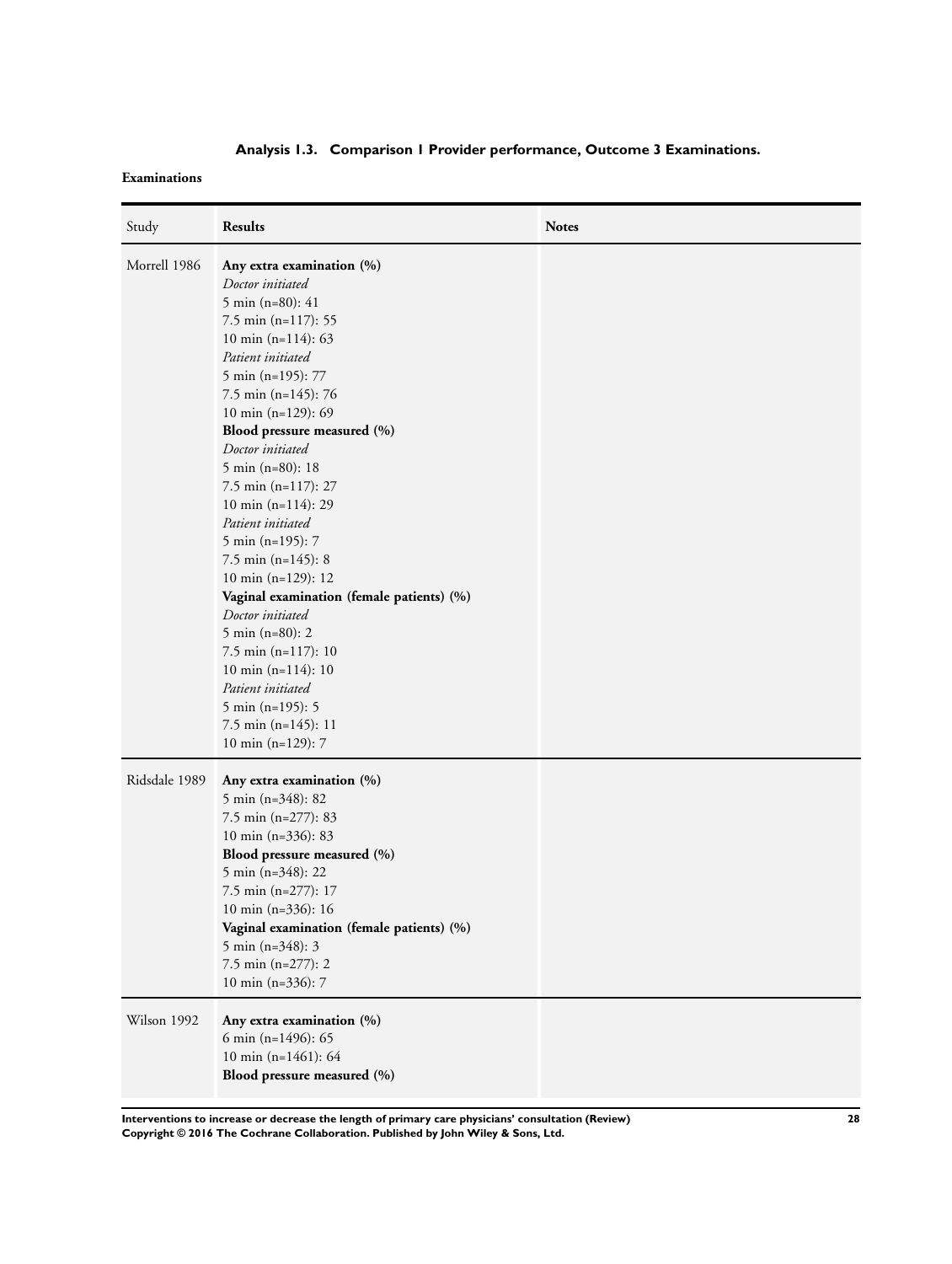### Analysis 1.3. Comparison 1 Provider performance, Outcome 3 Examinations.

**Examinations**

| Study | Results | Notes |
| --- | --- | --- |
| Morrell 1986 | **Any extra examination (%)**<br>*Doctor initiated*<br>5 min (n=80): 41<br>7.5 min (n=117): 55<br>10 min (n=114): 63<br>*Patient initiated*<br>5 min (n=195): 77<br>7.5 min (n=145): 76<br>10 min (n=129): 69<br>**Blood pressure measured (%)**<br>*Doctor initiated*<br>5 min (n=80): 18<br>7.5 min (n=117): 27<br>10 min (n=114): 29<br>*Patient initiated*<br>5 min (n=195): 7<br>7.5 min (n=145): 8<br>10 min (n=129): 12<br>**Vaginal examination (female patients) (%)**<br>*Doctor initiated*<br>5 min (n=80): 2<br>7.5 min (n=117): 10<br>10 min (n=114): 10<br>*Patient initiated*<br>5 min (n=195): 5<br>7.5 min (n=145): 11<br>10 min (n=129): 7 | |
| Ridsdale 1989 | **Any extra examination (%)**<br>5 min (n=348): 82<br>7.5 min (n=277): 83<br>10 min (n=336): 83<br>**Blood pressure measured (%)**<br>5 min (n=348): 22<br>7.5 min (n=277): 17<br>10 min (n=336): 16<br>**Vaginal examination (female patients) (%)**<br>5 min (n=348): 3<br>7.5 min (n=277): 2<br>10 min (n=336): 7 | |
| Wilson 1992 | **Any extra examination (%)**<br>6 min (n=1496): 65<br>10 min (n=1461): 64<br>**Blood pressure measured (%)** | |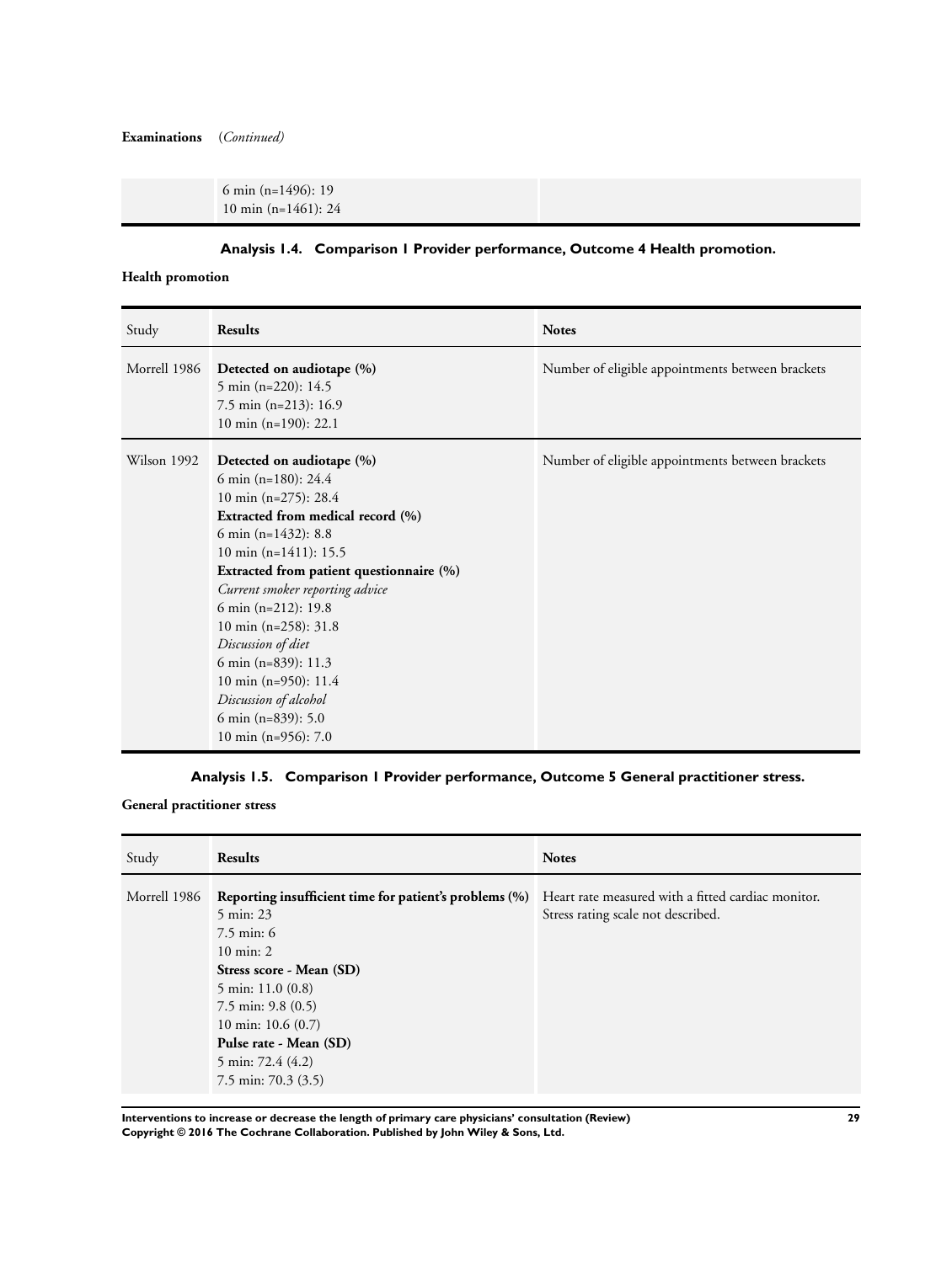**Examinations** (*Continued*)

| | | |
|---|---|---|
| | 6 min (n=1496): 19<br>10 min (n=1461): 24 | |

### Analysis 1.4. Comparison 1 Provider performance, Outcome 4 Health promotion.

**Health promotion**

| Study | **Results** | **Notes** |
|---|---|---|
| Morrell 1986 | **Detected on audiotape (%)**<br>5 min (n=220): 14.5<br>7.5 min (n=213): 16.9<br>10 min (n=190): 22.1 | Number of eligible appointments between brackets |
| Wilson 1992 | **Detected on audiotape (%)**<br>6 min (n=180): 24.4<br>10 min (n=275): 28.4<br>**Extracted from medical record (%)**<br>6 min (n=1432): 8.8<br>10 min (n=1411): 15.5<br>**Extracted from patient questionnaire (%)**<br>*Current smoker reporting advice*<br>6 min (n=212): 19.8<br>10 min (n=258): 31.8<br>*Discussion of diet*<br>6 min (n=839): 11.3<br>10 min (n=950): 11.4<br>*Discussion of alcohol*<br>6 min (n=839): 5.0<br>10 min (n=956): 7.0 | Number of eligible appointments between brackets |

### Analysis 1.5. Comparison 1 Provider performance, Outcome 5 General practitioner stress.

**General practitioner stress**

| Study | **Results** | **Notes** |
|---|---|---|
| Morrell 1986 | **Reporting insufficient time for patient's problems (%)**<br>5 min: 23<br>7.5 min: 6<br>10 min: 2<br>**Stress score - Mean (SD)**<br>5 min: 11.0 (0.8)<br>7.5 min: 9.8 (0.5)<br>10 min: 10.6 (0.7)<br>**Pulse rate - Mean (SD)**<br>5 min: 72.4 (4.2)<br>7.5 min: 70.3 (3.5) | Heart rate measured with a fitted cardiac monitor. Stress rating scale not described. |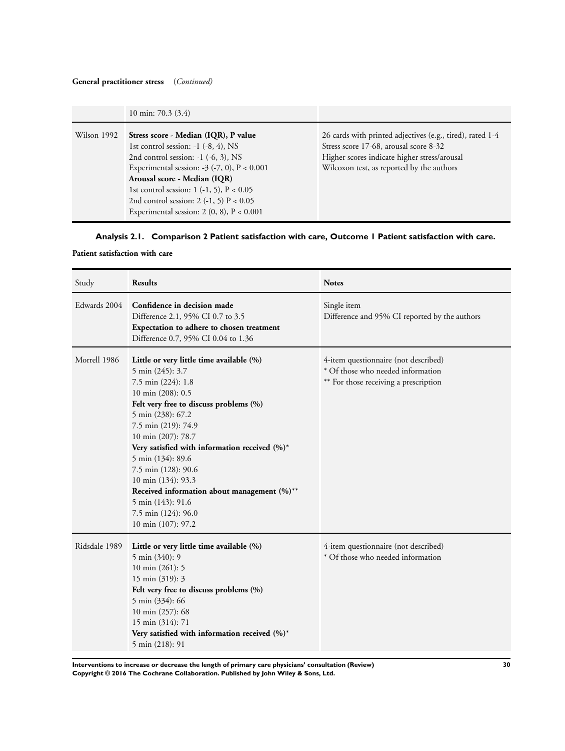**General practitioner stress** (*Continued*)

| | | |
|---|---|---|
| | 10 min: 70.3 (3.4) | |
| Wilson 1992 | **Stress score - Median (IQR), P value**<br>1st control session: -1 (-8, 4), NS<br>2nd control session: -1 (-6, 3), NS<br>Experimental session: -3 (-7, 0), P < 0.001<br>**Arousal score - Median (IQR)**<br>1st control session: 1 (-1, 5), P < 0.05<br>2nd control session: 2 (-1, 5) P < 0.05<br>Experimental session: 2 (0, 8), P < 0.001 | 26 cards with printed adjectives (e.g., tired), rated 1-4<br>Stress score 17-68, arousal score 8-32<br>Higher scores indicate higher stress/arousal<br>Wilcoxon test, as reported by the authors |

### Analysis 2.1. Comparison 2 Patient satisfaction with care, Outcome 1 Patient satisfaction with care.

**Patient satisfaction with care**

| Study | Results | Notes |
|---|---|---|
| Edwards 2004 | **Confidence in decision made**<br>Difference 2.1, 95% CI 0.7 to 3.5<br>**Expectation to adhere to chosen treatment**<br>Difference 0.7, 95% CI 0.04 to 1.36 | Single item<br>Difference and 95% CI reported by the authors |
| Morrell 1986 | **Little or very little time available (%)**<br>5 min (245): 3.7<br>7.5 min (224): 1.8<br>10 min (208): 0.5<br>**Felt very free to discuss problems (%)**<br>5 min (238): 67.2<br>7.5 min (219): 74.9<br>10 min (207): 78.7<br>**Very satisfied with information received (%)***<br>5 min (134): 89.6<br>7.5 min (128): 90.6<br>10 min (134): 93.3<br>**Received information about management (%)****<br>5 min (143): 91.6<br>7.5 min (124): 96.0<br>10 min (107): 97.2 | 4-item questionnaire (not described)<br>* Of those who needed information<br>** For those receiving a prescription |
| Ridsdale 1989 | **Little or very little time available (%)**<br>5 min (340): 9<br>10 min (261): 5<br>15 min (319): 3<br>**Felt very free to discuss problems (%)**<br>5 min (334): 66<br>10 min (257): 68<br>15 min (314): 71<br>**Very satisfied with information received (%)***<br>5 min (218): 91 | 4-item questionnaire (not described)<br>* Of those who needed information |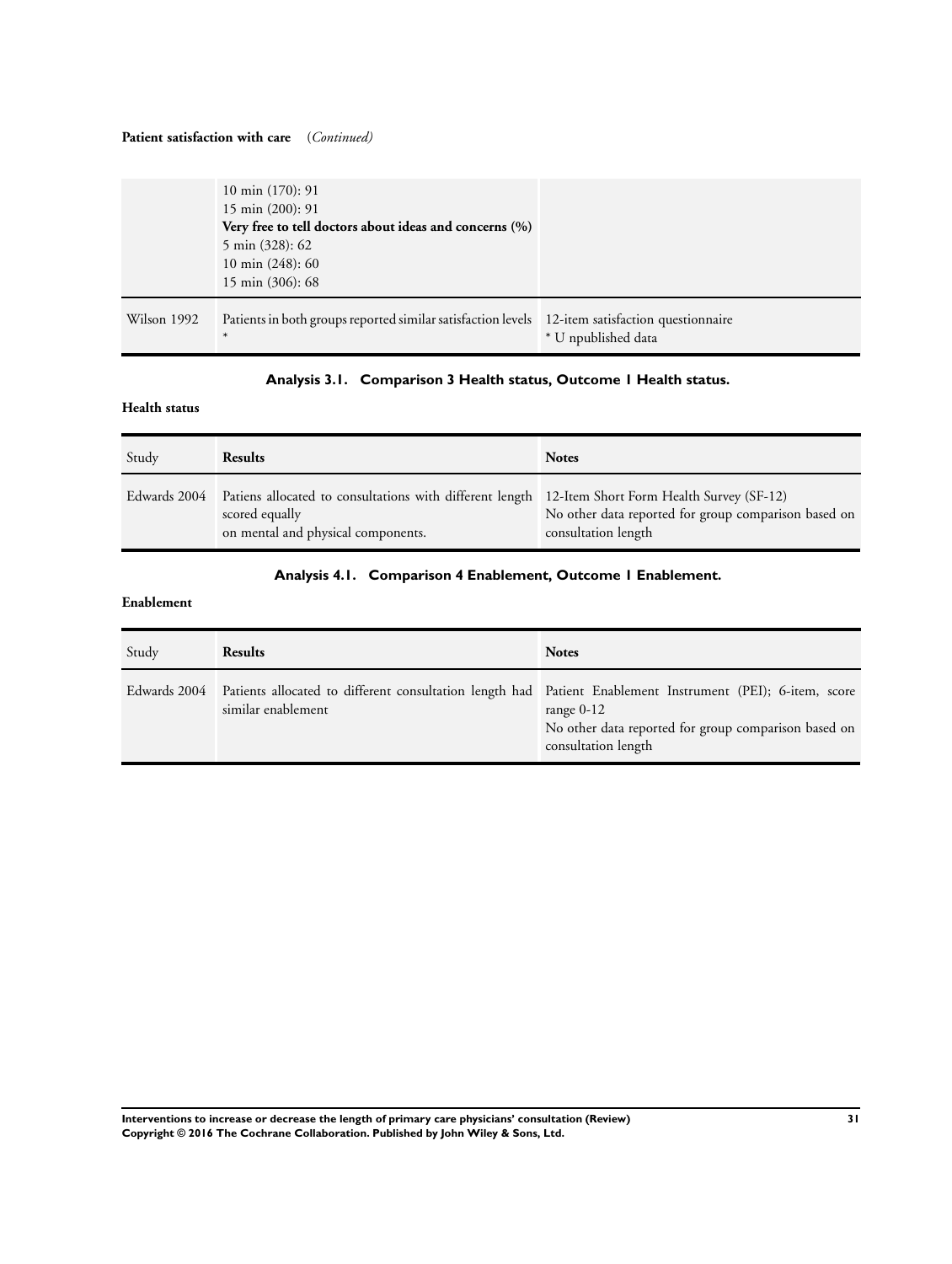**Patient satisfaction with care** (*Continued*)

| | | |
|---|---|---|
| | 10 min (170): 91<br>15 min (200): 91<br>**Very free to tell doctors about ideas and concerns (%)**<br>5 min (328): 62<br>10 min (248): 60<br>15 min (306): 68 | |
| Wilson 1992 | Patients in both groups reported similar satisfaction levels * | 12-item satisfaction questionnaire<br>* U npublished data |

### Analysis 3.1. Comparison 3 Health status, Outcome 1 Health status.

**Health status**

| Study | Results | Notes |
|---|---|---|
| Edwards 2004 | Patiens allocated to consultations with different length scored equally<br>on mental and physical components. | 12-Item Short Form Health Survey (SF-12)<br>No other data reported for group comparison based on consultation length |

### Analysis 4.1. Comparison 4 Enablement, Outcome 1 Enablement.

**Enablement**

| Study | Results | Notes |
|---|---|---|
| Edwards 2004 | Patients allocated to different consultation length had similar enablement | Patient Enablement Instrument (PEI); 6-item, score range 0-12<br>No other data reported for group comparison based on consultation length |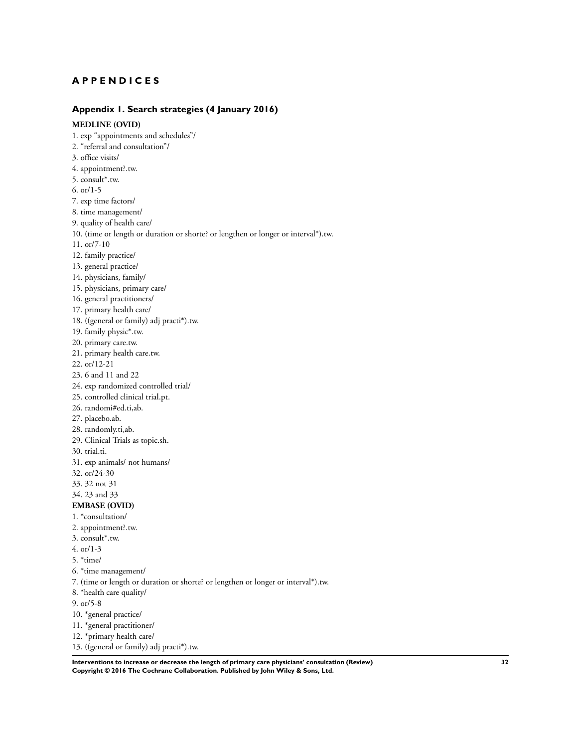# APPENDICES

## Appendix 1. Search strategies (4 January 2016)

**MEDLINE (OVID)**

1. exp "appointments and schedules"/
2. "referral and consultation"/
3. office visits/
4. appointment?.tw.
5. consult*.tw.
6. or/1-5
7. exp time factors/
8. time management/
9. quality of health care/
10. (time or length or duration or shorte? or lengthen or longer or interval*).tw.
11. or/7-10
12. family practice/
13. general practice/
14. physicians, family/
15. physicians, primary care/
16. general practitioners/
17. primary health care/
18. ((general or family) adj practi*).tw.
19. family physic*.tw.
20. primary care.tw.
21. primary health care.tw.
22. or/12-21
23. 6 and 11 and 22
24. exp randomized controlled trial/
25. controlled clinical trial.pt.
26. randomi#ed.ti,ab.
27. placebo.ab.
28. randomly.ti,ab.
29. Clinical Trials as topic.sh.
30. trial.ti.
31. exp animals/ not humans/
32. or/24-30
33. 32 not 31
34. 23 and 33

**EMBASE (OVID)**

1. *consultation/
2. appointment?.tw.
3. consult*.tw.
4. or/1-3
5. *time/
6. *time management/
7. (time or length or duration or shorte? or lengthen or longer or interval*).tw.
8. *health care quality/
9. or/5-8
10. *general practice/
11. *general practitioner/
12. *primary health care/
13. ((general or family) adj practi*).tw.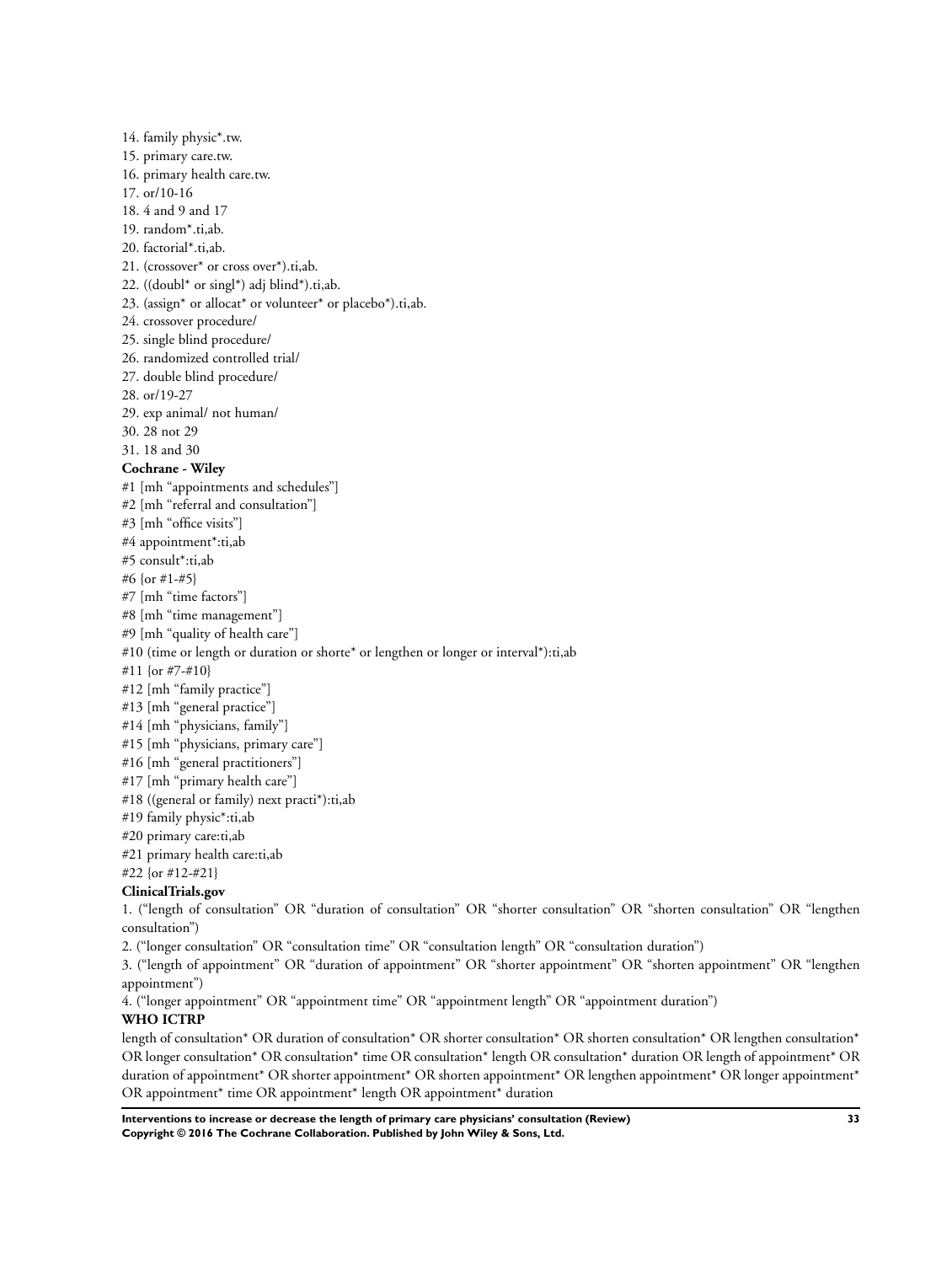14. family physic*.tw.
15. primary care.tw.
16. primary health care.tw.
17. or/10-16
18. 4 and 9 and 17
19. random*.ti,ab.
20. factorial*.ti,ab.
21. (crossover* or cross over*).ti,ab.
22. ((doubl* or singl*) adj blind*).ti,ab.
23. (assign* or allocat* or volunteer* or placebo*).ti,ab.
24. crossover procedure/
25. single blind procedure/
26. randomized controlled trial/
27. double blind procedure/
28. or/19-27
29. exp animal/ not human/
30. 28 not 29
31. 18 and 30

**Cochrane - Wiley**

#1 [mh "appointments and schedules"]
#2 [mh "referral and consultation"]
#3 [mh "office visits"]
#4 appointment*:ti,ab
#5 consult*:ti,ab
#6 {or #1-#5}
#7 [mh "time factors"]
#8 [mh "time management"]
#9 [mh "quality of health care"]
#10 (time or length or duration or shorte* or lengthen or longer or interval*):ti,ab
#11 {or #7-#10}
#12 [mh "family practice"]
#13 [mh "general practice"]
#14 [mh "physicians, family"]
#15 [mh "physicians, primary care"]
#16 [mh "general practitioners"]
#17 [mh "primary health care"]
#18 ((general or family) next practi*):ti,ab
#19 family physic*:ti,ab
#20 primary care:ti,ab
#21 primary health care:ti,ab
#22 {or #12-#21}

**ClinicalTrials.gov**

1. ("length of consultation" OR "duration of consultation" OR "shorter consultation" OR "shorten consultation" OR "lengthen consultation")
2. ("longer consultation" OR "consultation time" OR "consultation length" OR "consultation duration")
3. ("length of appointment" OR "duration of appointment" OR "shorter appointment" OR "shorten appointment" OR "lengthen appointment")
4. ("longer appointment" OR "appointment time" OR "appointment length" OR "appointment duration")

**WHO ICTRP**

length of consultation* OR duration of consultation* OR shorter consultation* OR shorten consultation* OR lengthen consultation* OR longer consultation* OR consultation* time OR consultation* length OR consultation* duration OR length of appointment* OR duration of appointment* OR shorter appointment* OR shorten appointment* OR lengthen appointment* OR longer appointment* OR appointment* time OR appointment* length OR appointment* duration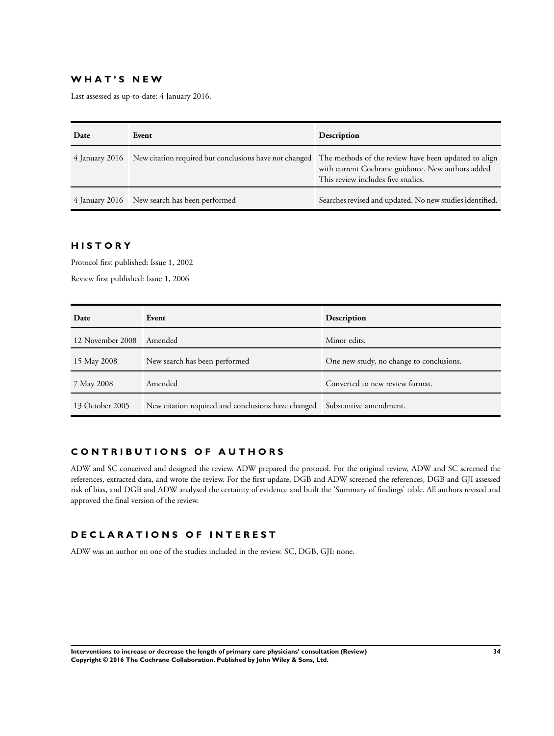## WHAT'S NEW

Last assessed as up-to-date: 4 January 2016.

| Date | Event | Description |
|---|---|---|
| 4 January 2016 | New citation required but conclusions have not changed | The methods of the review have been updated to align with current Cochrane guidance. New authors added This review includes five studies. |
| 4 January 2016 | New search has been performed | Searches revised and updated. No new studies identified. |

## HISTORY

Protocol first published: Issue 1, 2002

Review first published: Issue 1, 2006

| Date | Event | Description |
|---|---|---|
| 12 November 2008 | Amended | Minor edits. |
| 15 May 2008 | New search has been performed | One new study, no change to conclusions. |
| 7 May 2008 | Amended | Converted to new review format. |
| 13 October 2005 | New citation required and conclusions have changed | Substantive amendment. |

## CONTRIBUTIONS OF AUTHORS

ADW and SC conceived and designed the review. ADW prepared the protocol. For the original review, ADW and SC screened the references, extracted data, and wrote the review. For the first update, DGB and ADW screened the references, DGB and GJI assessed risk of bias, and DGB and ADW analysed the certainty of evidence and built the 'Summary of findings' table. All authors revised and approved the final version of the review.

## DECLARATIONS OF INTEREST

ADW was an author on one of the studies included in the review. SC, DGB, GJI: none.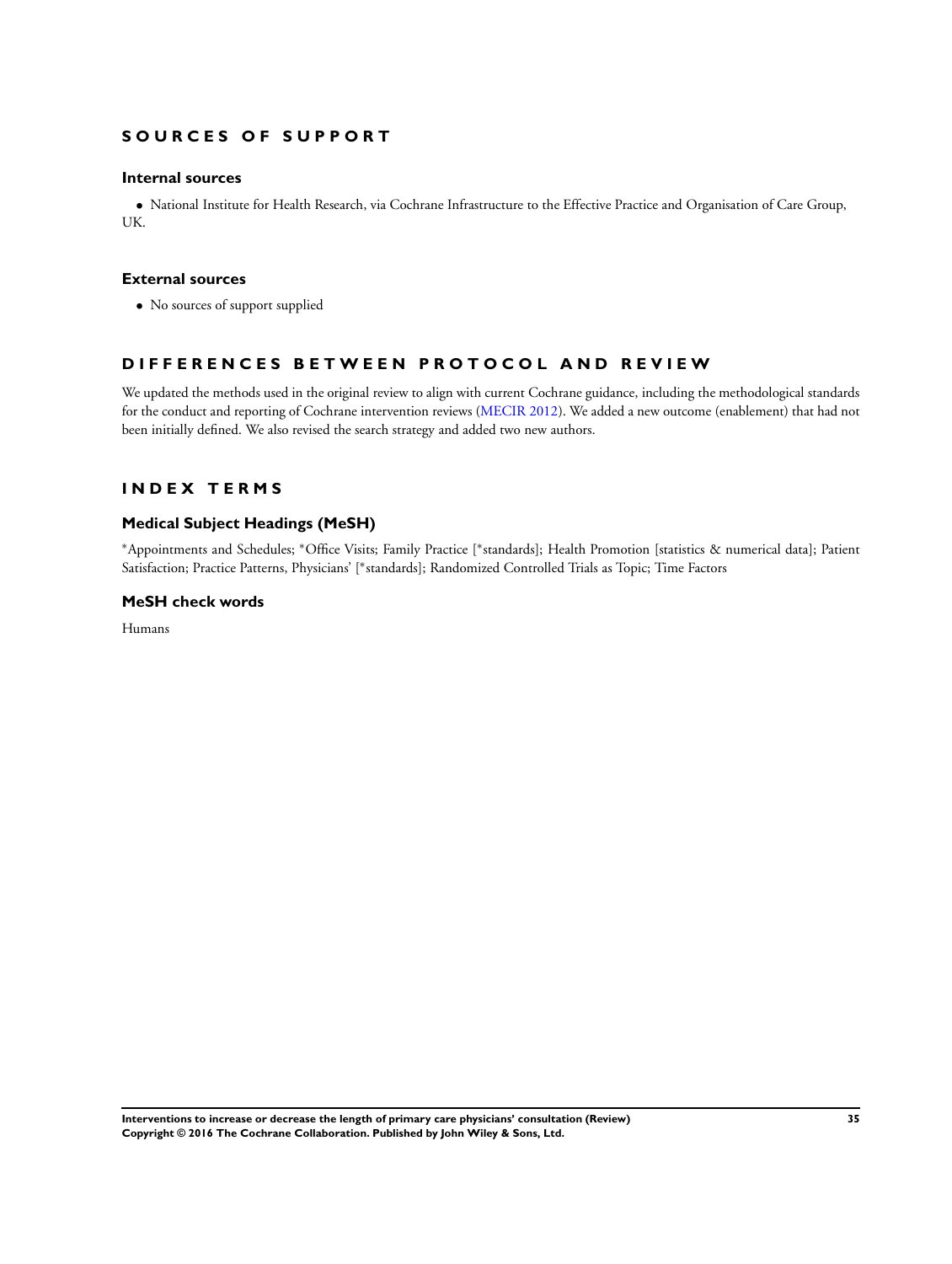## SOURCES OF SUPPORT

### Internal sources

- National Institute for Health Research, via Cochrane Infrastructure to the Effective Practice and Organisation of Care Group, UK.

### External sources

- No sources of support supplied

## DIFFERENCES BETWEEN PROTOCOL AND REVIEW

We updated the methods used in the original review to align with current Cochrane guidance, including the methodological standards for the conduct and reporting of Cochrane intervention reviews (MECIR 2012). We added a new outcome (enablement) that had not been initially defined. We also revised the search strategy and added two new authors.

## INDEX TERMS

### Medical Subject Headings (MeSH)

*Appointments and Schedules; *Office Visits; Family Practice [*standards]; Health Promotion [statistics & numerical data]; Patient Satisfaction; Practice Patterns, Physicians' [*standards]; Randomized Controlled Trials as Topic; Time Factors

### MeSH check words

Humans